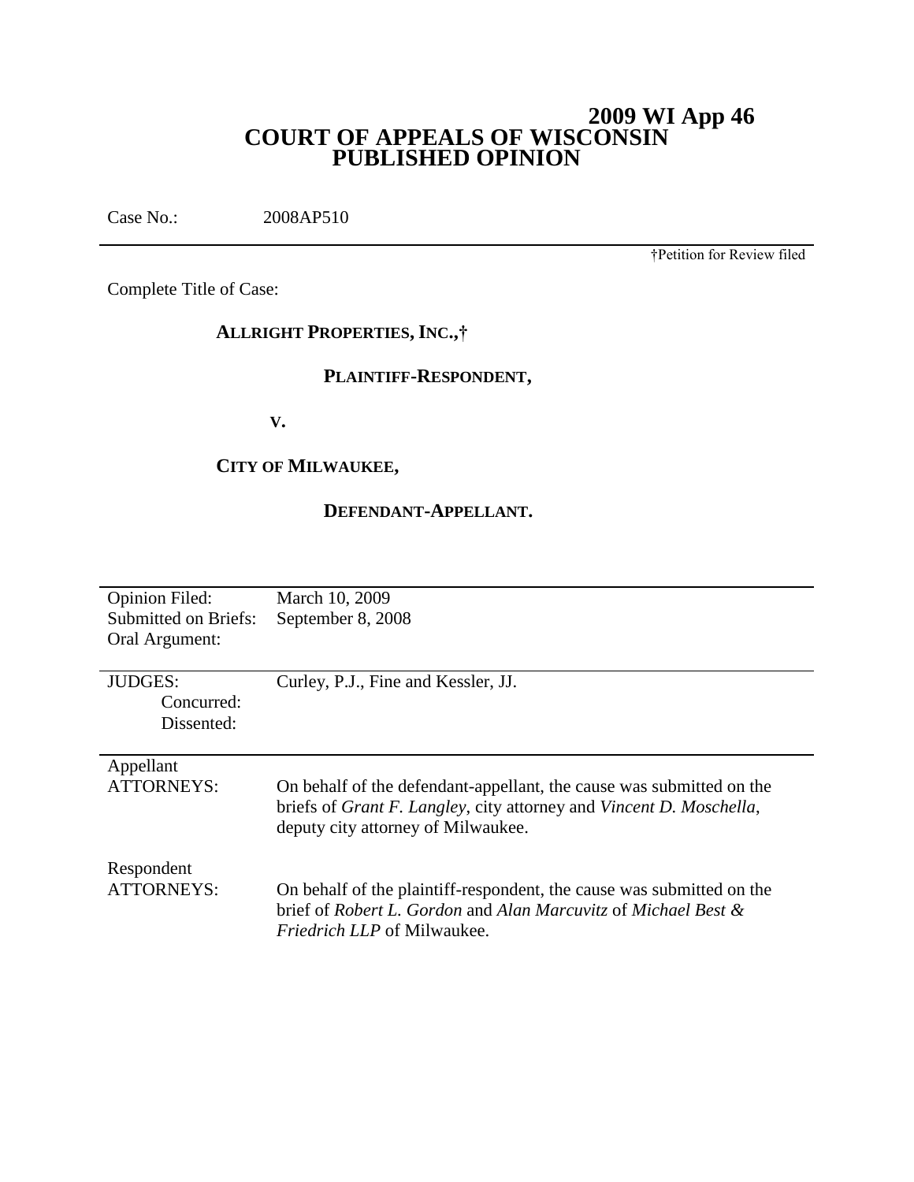# 2009 WI App 46
# COURT OF APPEALS OF WISCONSIN
# PUBLISHED OPINION

Case No.: 2008AP510

†Petition for Review filed

Complete Title of Case:

**ALLRIGHT PROPERTIES, INC.,†**

**PLAINTIFF-RESPONDENT,**

**V.**

**CITY OF MILWAUKEE,**

**DEFENDANT-APPELLANT.**

| | |
|---|---|
| Opinion Filed: | March 10, 2009 |
| Submitted on Briefs: | September 8, 2008 |
| Oral Argument: | |
| JUDGES: | Curley, P.J., Fine and Kessler, JJ. |
| Concurred: | |
| Dissented: | |
| Appellant ATTORNEYS: | On behalf of the defendant-appellant, the cause was submitted on the briefs of *Grant F. Langley*, city attorney and *Vincent D. Moschella*, deputy city attorney of Milwaukee. |
| Respondent ATTORNEYS: | On behalf of the plaintiff-respondent, the cause was submitted on the brief of *Robert L. Gordon* and *Alan Marcuvitz* of *Michael Best & Friedrich LLP* of Milwaukee. |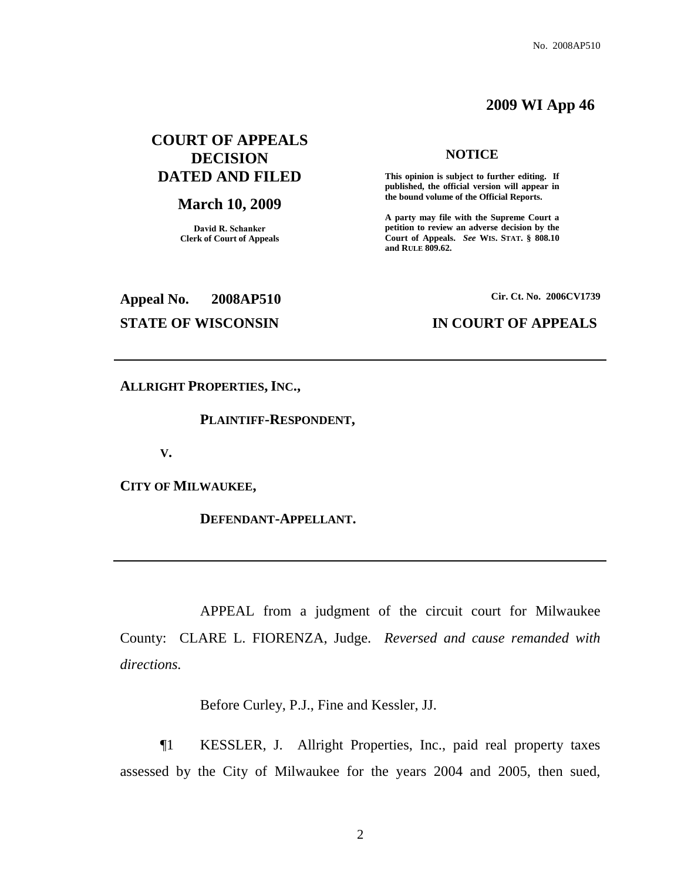**2009 WI App 46**

**COURT OF APPEALS DECISION DATED AND FILED**

**March 10, 2009**

**David R. Schanker**
**Clerk of Court of Appeals**

**NOTICE**

**This opinion is subject to further editing. If published, the official version will appear in the bound volume of the Official Reports.**

**A party may file with the Supreme Court a petition to review an adverse decision by the Court of Appeals.** ***See*** **WIS. STAT. § 808.10 and RULE 809.62.**

**Appeal No. 2008AP510** **Cir. Ct. No. 2006CV1739**

**STATE OF WISCONSIN** **IN COURT OF APPEALS**

---

**ALLRIGHT PROPERTIES, INC.,**

**PLAINTIFF-RESPONDENT,**

**V.**

**CITY OF MILWAUKEE,**

**DEFENDANT-APPELLANT.**

---

APPEAL from a judgment of the circuit court for Milwaukee County: CLARE L. FIORENZA, Judge. *Reversed and cause remanded with directions.*

Before Curley, P.J., Fine and Kessler, JJ.

¶1 KESSLER, J. Allright Properties, Inc., paid real property taxes assessed by the City of Milwaukee for the years 2004 and 2005, then sued,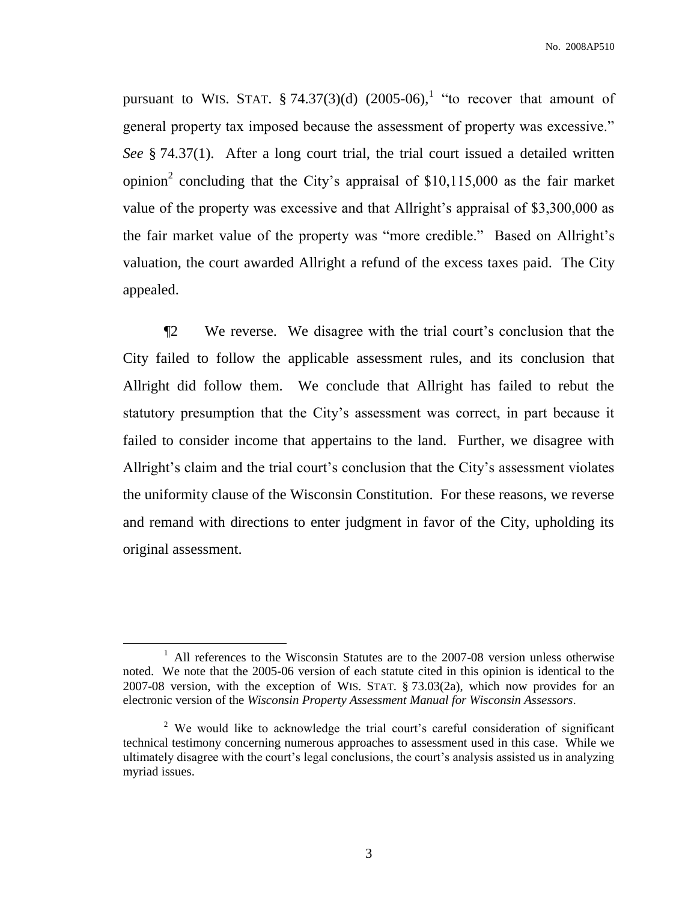pursuant to WIS. STAT. § 74.37(3)(d) (2005-06),[1] "to recover that amount of general property tax imposed because the assessment of property was excessive." *See* § 74.37(1). After a long court trial, the trial court issued a detailed written opinion[2] concluding that the City's appraisal of $10,115,000 as the fair market value of the property was excessive and that Allright's appraisal of $3,300,000 as the fair market value of the property was "more credible." Based on Allright's valuation, the court awarded Allright a refund of the excess taxes paid. The City appealed.

¶2 We reverse. We disagree with the trial court's conclusion that the City failed to follow the applicable assessment rules, and its conclusion that Allright did follow them. We conclude that Allright has failed to rebut the statutory presumption that the City's assessment was correct, in part because it failed to consider income that appertains to the land. Further, we disagree with Allright's claim and the trial court's conclusion that the City's assessment violates the uniformity clause of the Wisconsin Constitution. For these reasons, we reverse and remand with directions to enter judgment in favor of the City, upholding its original assessment.

---

[1] All references to the Wisconsin Statutes are to the 2007-08 version unless otherwise noted. We note that the 2005-06 version of each statute cited in this opinion is identical to the 2007-08 version, with the exception of WIS. STAT. § 73.03(2a), which now provides for an electronic version of the *Wisconsin Property Assessment Manual for Wisconsin Assessors*.

[2] We would like to acknowledge the trial court's careful consideration of significant technical testimony concerning numerous approaches to assessment used in this case. While we ultimately disagree with the court's legal conclusions, the court's analysis assisted us in analyzing myriad issues.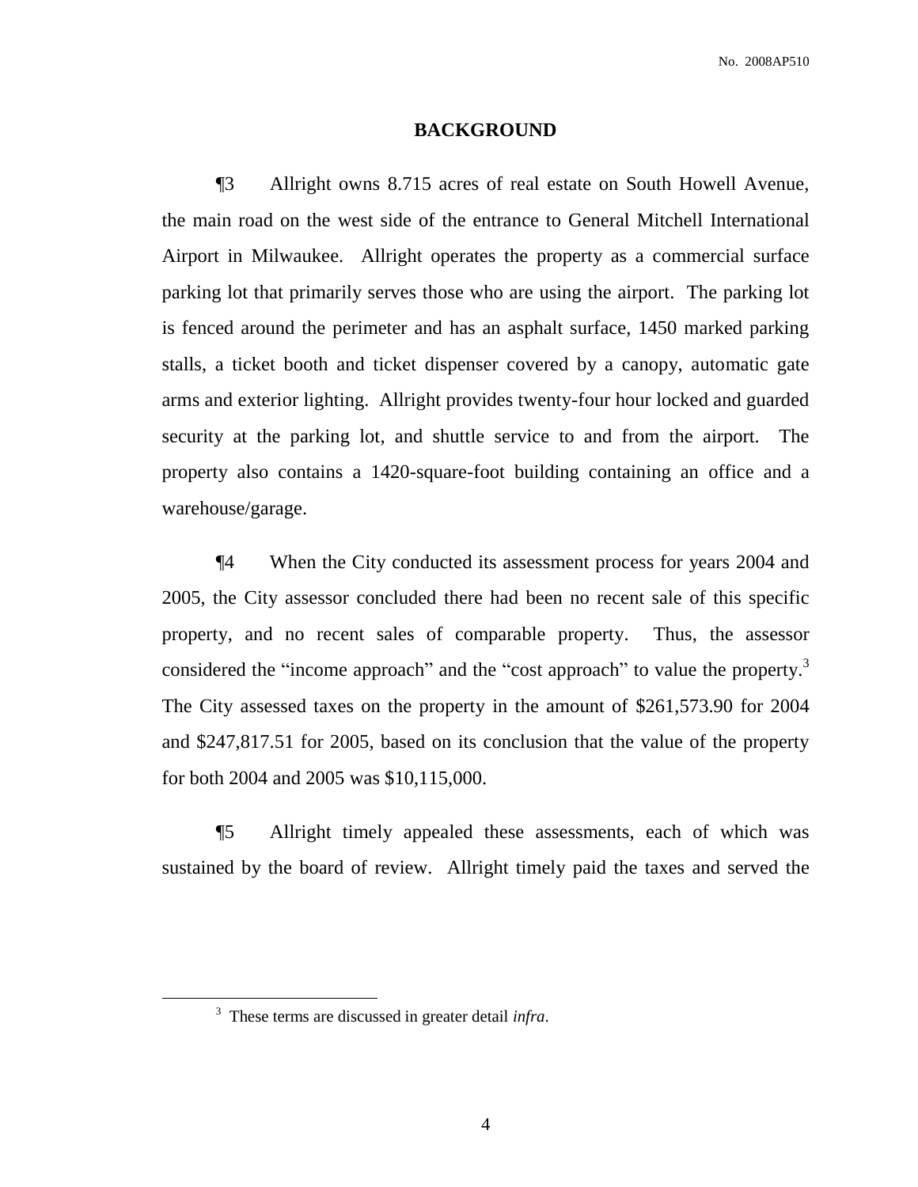## BACKGROUND

¶3 Allright owns 8.715 acres of real estate on South Howell Avenue, the main road on the west side of the entrance to General Mitchell International Airport in Milwaukee. Allright operates the property as a commercial surface parking lot that primarily serves those who are using the airport. The parking lot is fenced around the perimeter and has an asphalt surface, 1450 marked parking stalls, a ticket booth and ticket dispenser covered by a canopy, automatic gate arms and exterior lighting. Allright provides twenty-four hour locked and guarded security at the parking lot, and shuttle service to and from the airport. The property also contains a 1420-square-foot building containing an office and a warehouse/garage.

¶4 When the City conducted its assessment process for years 2004 and 2005, the City assessor concluded there had been no recent sale of this specific property, and no recent sales of comparable property. Thus, the assessor considered the "income approach" and the "cost approach" to value the property.[3] The City assessed taxes on the property in the amount of $261,573.90 for 2004 and $247,817.51 for 2005, based on its conclusion that the value of the property for both 2004 and 2005 was $10,115,000.

¶5 Allright timely appealed these assessments, each of which was sustained by the board of review. Allright timely paid the taxes and served the

[3] These terms are discussed in greater detail *infra*.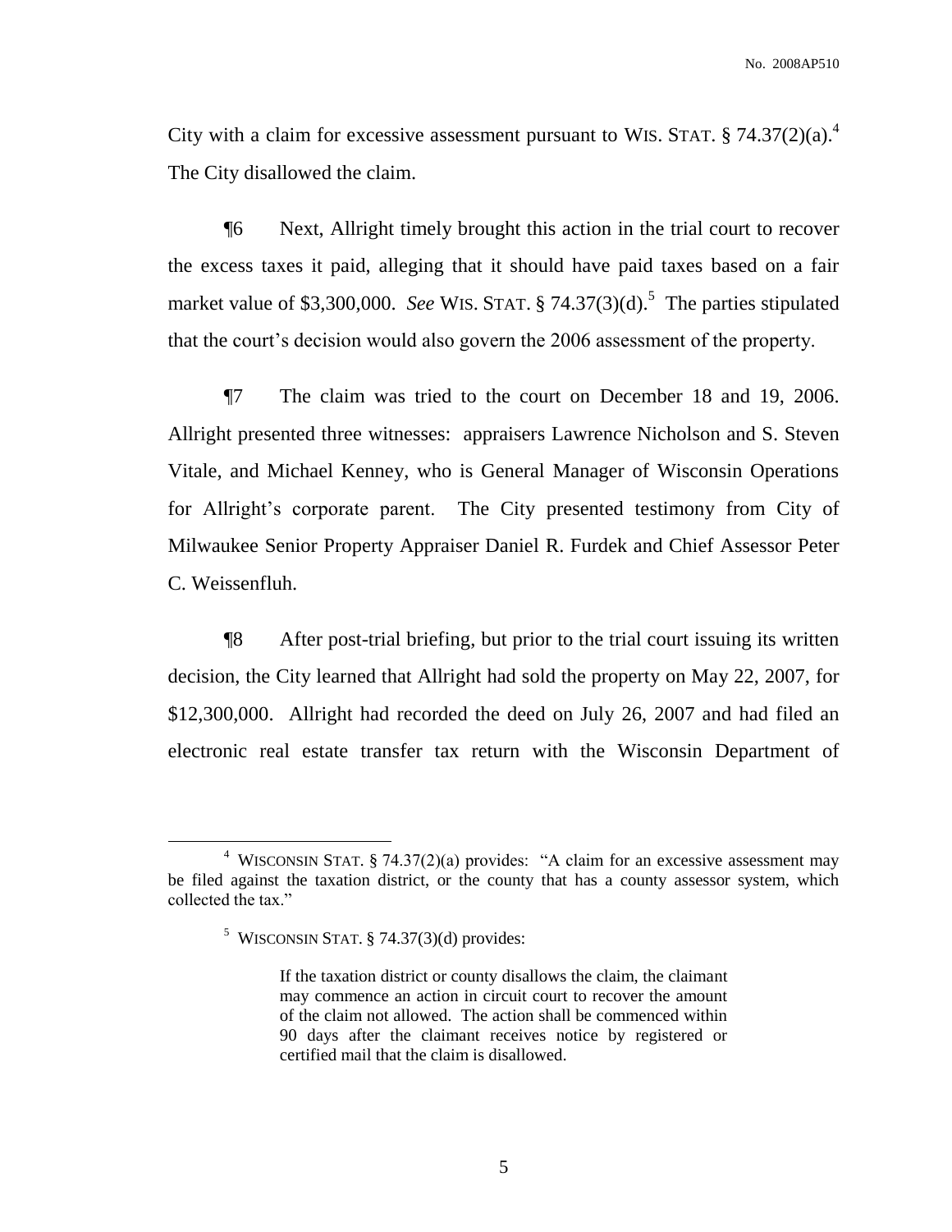City with a claim for excessive assessment pursuant to WIS. STAT. § 74.37(2)(a).[4] The City disallowed the claim.

¶6 Next, Allright timely brought this action in the trial court to recover the excess taxes it paid, alleging that it should have paid taxes based on a fair market value of $3,300,000. *See* WIS. STAT. § 74.37(3)(d).[5] The parties stipulated that the court's decision would also govern the 2006 assessment of the property.

¶7 The claim was tried to the court on December 18 and 19, 2006. Allright presented three witnesses: appraisers Lawrence Nicholson and S. Steven Vitale, and Michael Kenney, who is General Manager of Wisconsin Operations for Allright's corporate parent. The City presented testimony from City of Milwaukee Senior Property Appraiser Daniel R. Furdek and Chief Assessor Peter C. Weissenfluh.

¶8 After post-trial briefing, but prior to the trial court issuing its written decision, the City learned that Allright had sold the property on May 22, 2007, for $12,300,000. Allright had recorded the deed on July 26, 2007 and had filed an electronic real estate transfer tax return with the Wisconsin Department of

---

[4] WISCONSIN STAT. § 74.37(2)(a) provides: "A claim for an excessive assessment may be filed against the taxation district, or the county that has a county assessor system, which collected the tax."

[5] WISCONSIN STAT. § 74.37(3)(d) provides:

> If the taxation district or county disallows the claim, the claimant may commence an action in circuit court to recover the amount of the claim not allowed. The action shall be commenced within 90 days after the claimant receives notice by registered or certified mail that the claim is disallowed.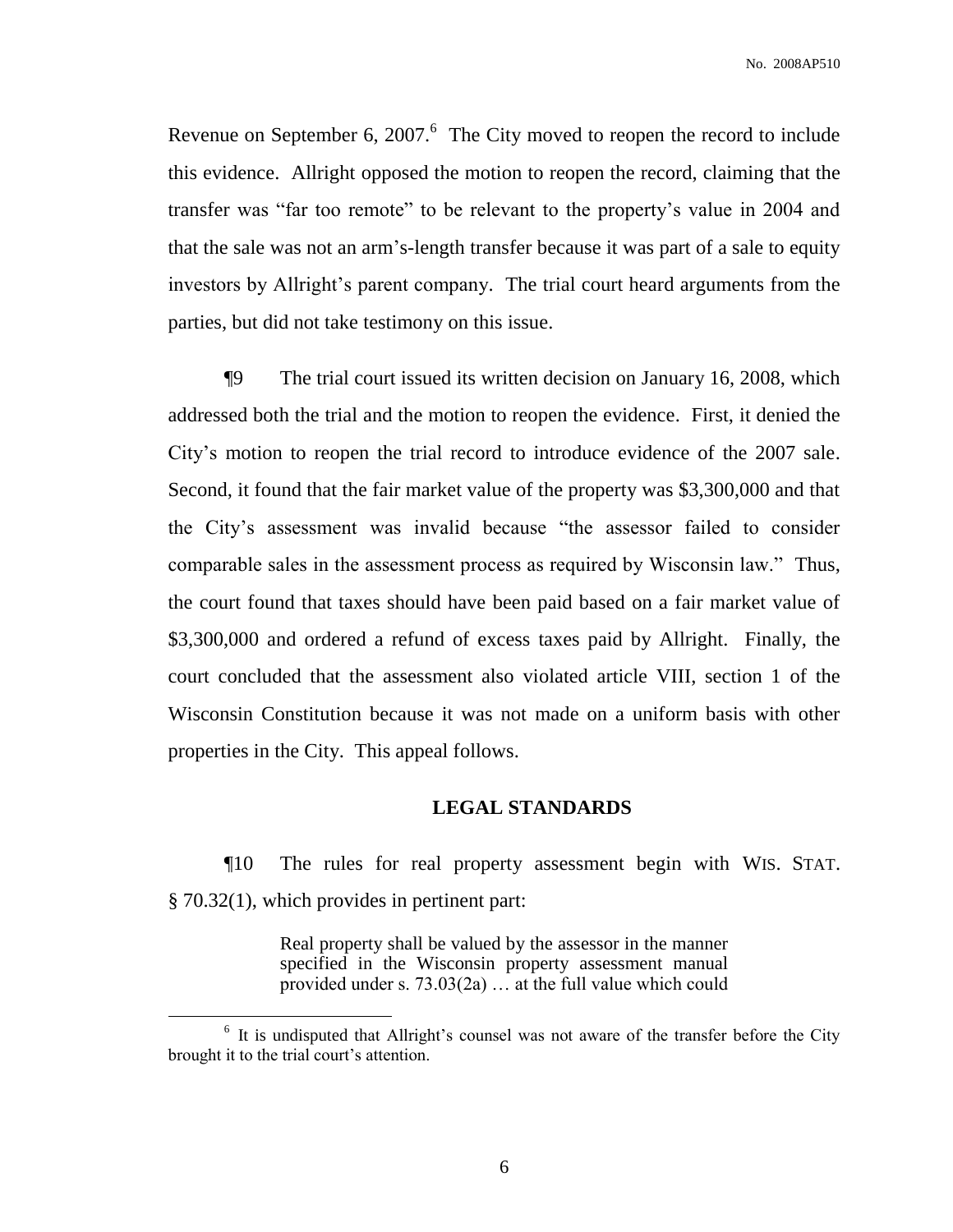Revenue on September 6, 2007.[6] The City moved to reopen the record to include this evidence. Allright opposed the motion to reopen the record, claiming that the transfer was "far too remote" to be relevant to the property's value in 2004 and that the sale was not an arm's-length transfer because it was part of a sale to equity investors by Allright's parent company. The trial court heard arguments from the parties, but did not take testimony on this issue.

¶9 The trial court issued its written decision on January 16, 2008, which addressed both the trial and the motion to reopen the evidence. First, it denied the City's motion to reopen the trial record to introduce evidence of the 2007 sale. Second, it found that the fair market value of the property was $3,300,000 and that the City's assessment was invalid because "the assessor failed to consider comparable sales in the assessment process as required by Wisconsin law." Thus, the court found that taxes should have been paid based on a fair market value of $3,300,000 and ordered a refund of excess taxes paid by Allright. Finally, the court concluded that the assessment also violated article VIII, section 1 of the Wisconsin Constitution because it was not made on a uniform basis with other properties in the City. This appeal follows.

## LEGAL STANDARDS

¶10 The rules for real property assessment begin with WIS. STAT. § 70.32(1), which provides in pertinent part:

> Real property shall be valued by the assessor in the manner specified in the Wisconsin property assessment manual provided under s. 73.03(2a) … at the full value which could

[6] It is undisputed that Allright's counsel was not aware of the transfer before the City brought it to the trial court's attention.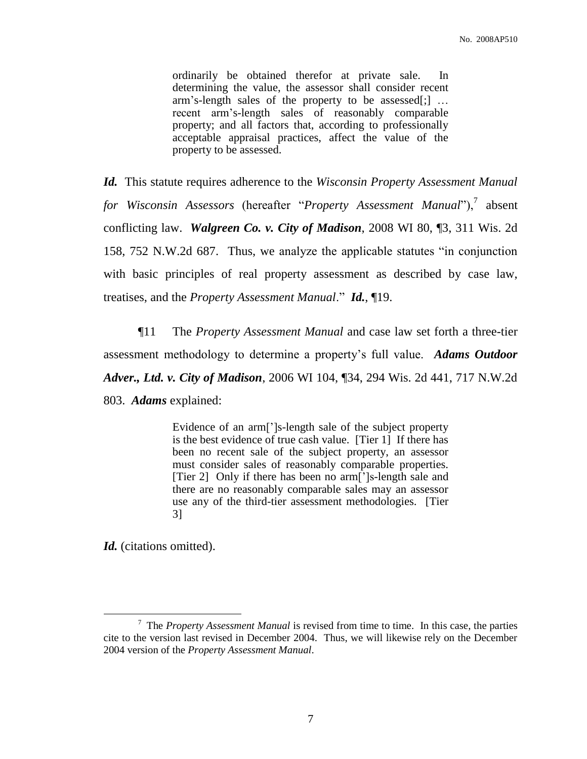> ordinarily be obtained therefor at private sale. In determining the value, the assessor shall consider recent arm's-length sales of the property to be assessed[;] … recent arm's-length sales of reasonably comparable property; and all factors that, according to professionally acceptable appraisal practices, affect the value of the property to be assessed.

***Id.*** This statute requires adherence to the *Wisconsin Property Assessment Manual for Wisconsin Assessors* (hereafter "*Property Assessment Manual*"),[7] absent conflicting law. ***Walgreen Co. v. City of Madison***, 2008 WI 80, ¶3, 311 Wis. 2d 158, 752 N.W.2d 687. Thus, we analyze the applicable statutes "in conjunction with basic principles of real property assessment as described by case law, treatises, and the *Property Assessment Manual*." ***Id.***, ¶19.

¶11 The *Property Assessment Manual* and case law set forth a three-tier assessment methodology to determine a property's full value. ***Adams Outdoor Adver., Ltd. v. City of Madison***, 2006 WI 104, ¶34, 294 Wis. 2d 441, 717 N.W.2d 803. ***Adams*** explained:

> Evidence of an arm[']s-length sale of the subject property is the best evidence of true cash value. [Tier 1] If there has been no recent sale of the subject property, an assessor must consider sales of reasonably comparable properties. [Tier 2] Only if there has been no arm[']s-length sale and there are no reasonably comparable sales may an assessor use any of the third-tier assessment methodologies. [Tier 3]

***Id.*** (citations omitted).

---

[7] The *Property Assessment Manual* is revised from time to time. In this case, the parties cite to the version last revised in December 2004. Thus, we will likewise rely on the December 2004 version of the *Property Assessment Manual*.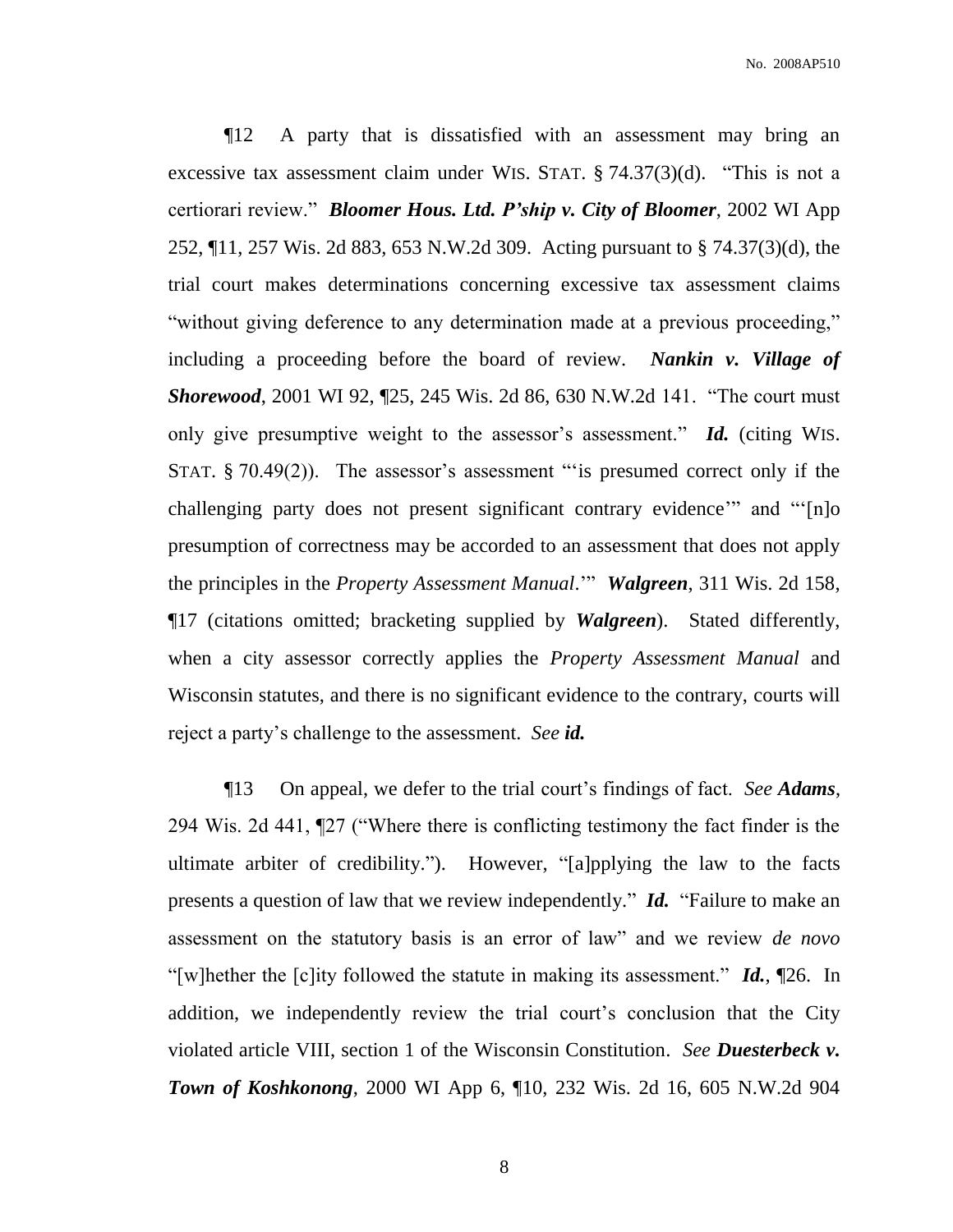¶12 A party that is dissatisfied with an assessment may bring an excessive tax assessment claim under WIS. STAT. § 74.37(3)(d). "This is not a certiorari review." ***Bloomer Hous. Ltd. P'ship v. City of Bloomer***, 2002 WI App 252, ¶11, 257 Wis. 2d 883, 653 N.W.2d 309. Acting pursuant to § 74.37(3)(d), the trial court makes determinations concerning excessive tax assessment claims "without giving deference to any determination made at a previous proceeding," including a proceeding before the board of review. ***Nankin v. Village of Shorewood***, 2001 WI 92, ¶25, 245 Wis. 2d 86, 630 N.W.2d 141. "The court must only give presumptive weight to the assessor's assessment." ***Id.*** (citing WIS. STAT. § 70.49(2)). The assessor's assessment "'is presumed correct only if the challenging party does not present significant contrary evidence'" and "'[n]o presumption of correctness may be accorded to an assessment that does not apply the principles in the *Property Assessment Manual*.'" ***Walgreen***, 311 Wis. 2d 158, ¶17 (citations omitted; bracketing supplied by ***Walgreen***). Stated differently, when a city assessor correctly applies the *Property Assessment Manual* and Wisconsin statutes, and there is no significant evidence to the contrary, courts will reject a party's challenge to the assessment. *See **id.***

¶13 On appeal, we defer to the trial court's findings of fact. *See **Adams***, 294 Wis. 2d 441, ¶27 ("Where there is conflicting testimony the fact finder is the ultimate arbiter of credibility."). However, "[a]pplying the law to the facts presents a question of law that we review independently." ***Id.*** "Failure to make an assessment on the statutory basis is an error of law" and we review *de novo* "[w]hether the [c]ity followed the statute in making its assessment." ***Id.***, ¶26. In addition, we independently review the trial court's conclusion that the City violated article VIII, section 1 of the Wisconsin Constitution. *See **Duesterbeck v. Town of Koshkonong***, 2000 WI App 6, ¶10, 232 Wis. 2d 16, 605 N.W.2d 904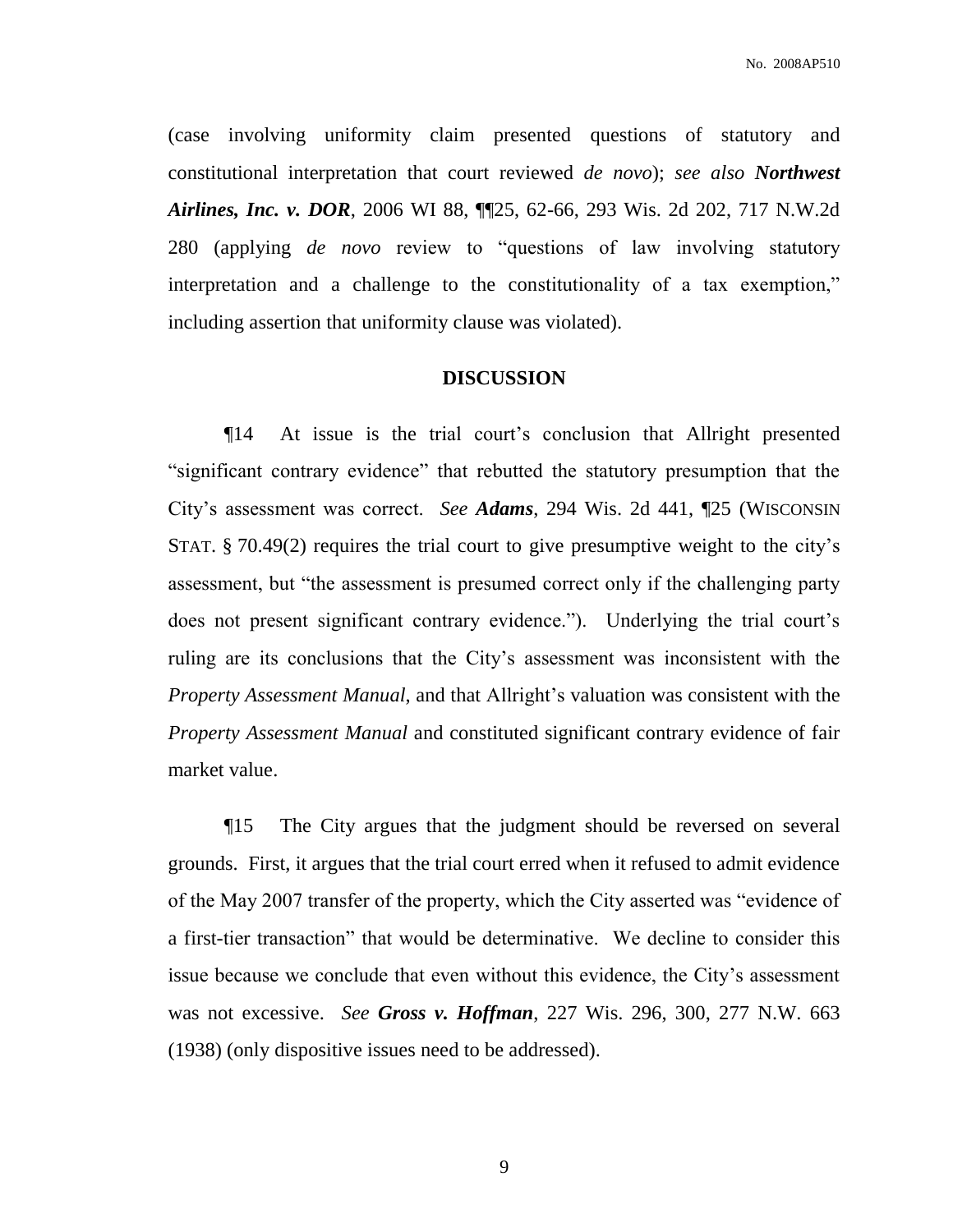(case involving uniformity claim presented questions of statutory and constitutional interpretation that court reviewed *de novo*); *see also* ***Northwest Airlines, Inc. v. DOR***, 2006 WI 88, ¶¶25, 62-66, 293 Wis. 2d 202, 717 N.W.2d 280 (applying *de novo* review to "questions of law involving statutory interpretation and a challenge to the constitutionality of a tax exemption," including assertion that uniformity clause was violated).

## DISCUSSION

¶14 At issue is the trial court's conclusion that Allright presented "significant contrary evidence" that rebutted the statutory presumption that the City's assessment was correct. *See* ***Adams***, 294 Wis. 2d 441, ¶25 (WISCONSIN STAT. § 70.49(2) requires the trial court to give presumptive weight to the city's assessment, but "the assessment is presumed correct only if the challenging party does not present significant contrary evidence."). Underlying the trial court's ruling are its conclusions that the City's assessment was inconsistent with the *Property Assessment Manual*, and that Allright's valuation was consistent with the *Property Assessment Manual* and constituted significant contrary evidence of fair market value.

¶15 The City argues that the judgment should be reversed on several grounds. First, it argues that the trial court erred when it refused to admit evidence of the May 2007 transfer of the property, which the City asserted was "evidence of a first-tier transaction" that would be determinative. We decline to consider this issue because we conclude that even without this evidence, the City's assessment was not excessive. *See* ***Gross v. Hoffman***, 227 Wis. 296, 300, 277 N.W. 663 (1938) (only dispositive issues need to be addressed).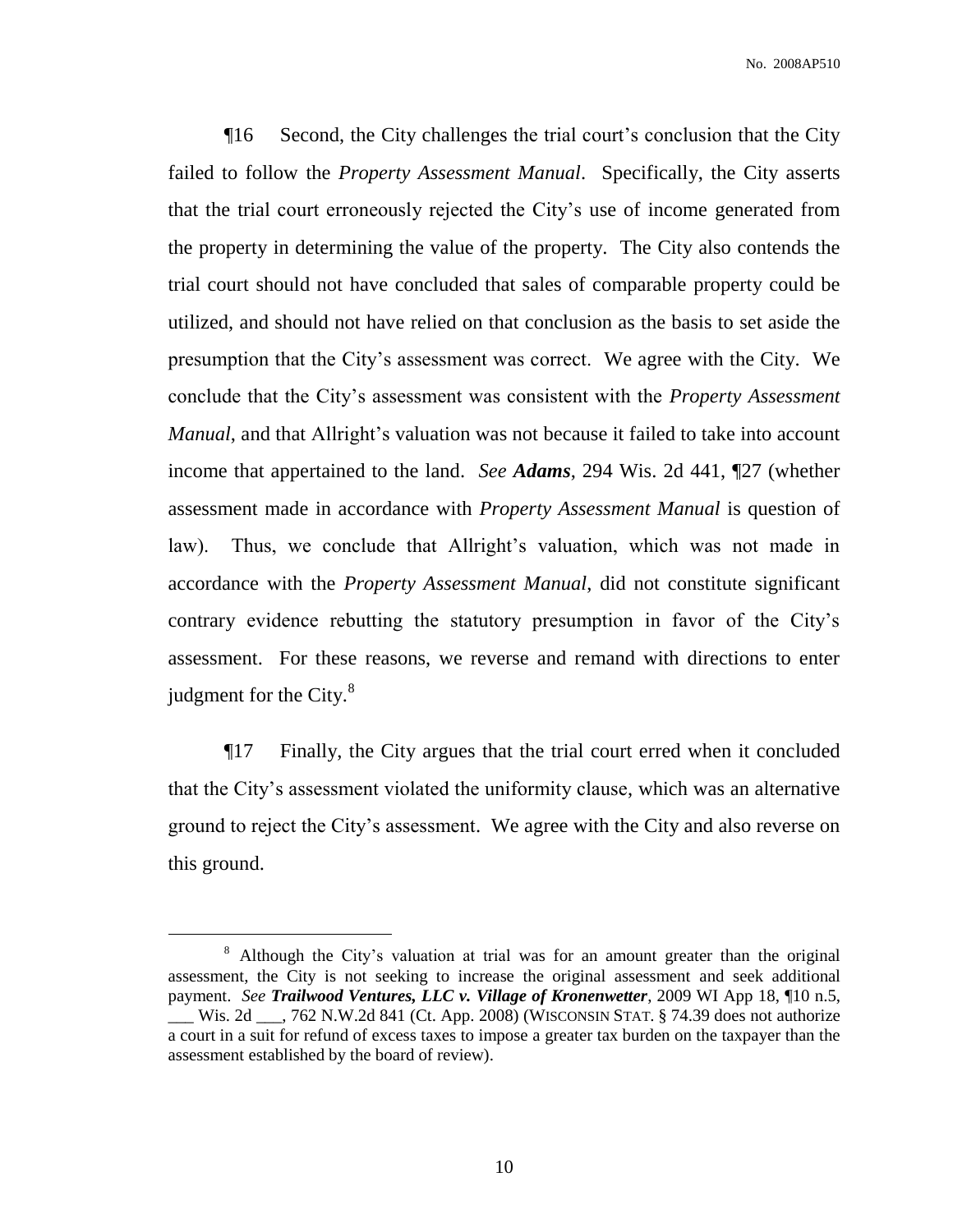¶16 Second, the City challenges the trial court's conclusion that the City failed to follow the *Property Assessment Manual*. Specifically, the City asserts that the trial court erroneously rejected the City's use of income generated from the property in determining the value of the property. The City also contends the trial court should not have concluded that sales of comparable property could be utilized, and should not have relied on that conclusion as the basis to set aside the presumption that the City's assessment was correct. We agree with the City. We conclude that the City's assessment was consistent with the *Property Assessment Manual*, and that Allright's valuation was not because it failed to take into account income that appertained to the land. *See* ***Adams***, 294 Wis. 2d 441, ¶27 (whether assessment made in accordance with *Property Assessment Manual* is question of law). Thus, we conclude that Allright's valuation, which was not made in accordance with the *Property Assessment Manual*, did not constitute significant contrary evidence rebutting the statutory presumption in favor of the City's assessment. For these reasons, we reverse and remand with directions to enter judgment for the City.[8]

¶17 Finally, the City argues that the trial court erred when it concluded that the City's assessment violated the uniformity clause, which was an alternative ground to reject the City's assessment. We agree with the City and also reverse on this ground.

---

[8] Although the City's valuation at trial was for an amount greater than the original assessment, the City is not seeking to increase the original assessment and seek additional payment. *See* ***Trailwood Ventures, LLC v. Village of Kronenwetter***, 2009 WI App 18, ¶10 n.5, ___ Wis. 2d ___, 762 N.W.2d 841 (Ct. App. 2008) (WISCONSIN STAT. § 74.39 does not authorize a court in a suit for refund of excess taxes to impose a greater tax burden on the taxpayer than the assessment established by the board of review).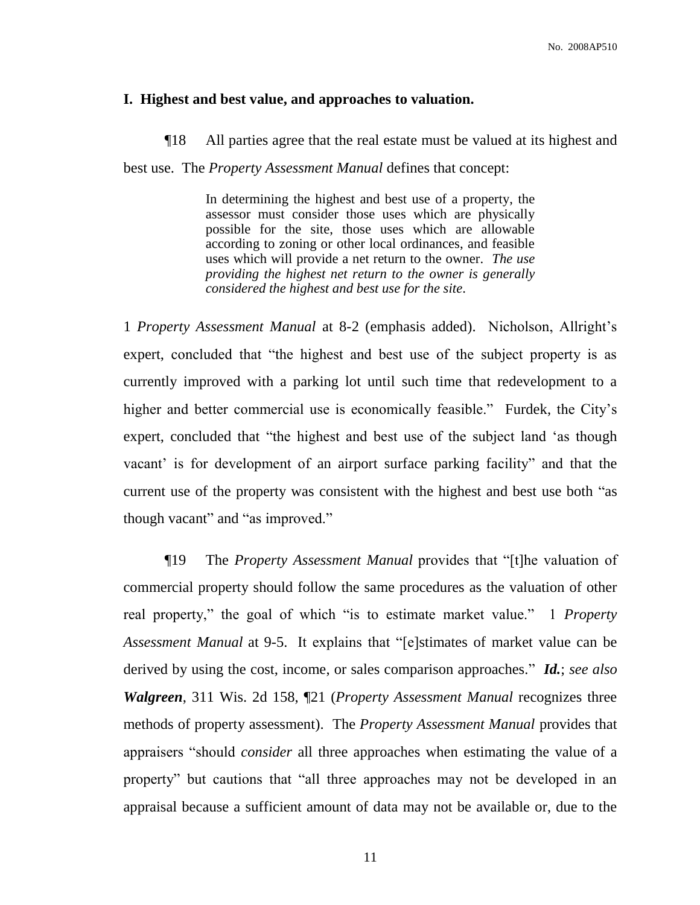## I. Highest and best value, and approaches to valuation.

¶18 All parties agree that the real estate must be valued at its highest and best use. The *Property Assessment Manual* defines that concept:

> In determining the highest and best use of a property, the assessor must consider those uses which are physically possible for the site, those uses which are allowable according to zoning or other local ordinances, and feasible uses which will provide a net return to the owner. *The use providing the highest net return to the owner is generally considered the highest and best use for the site*.

1 *Property Assessment Manual* at 8-2 (emphasis added). Nicholson, Allright's expert, concluded that "the highest and best use of the subject property is as currently improved with a parking lot until such time that redevelopment to a higher and better commercial use is economically feasible." Furdek, the City's expert, concluded that "the highest and best use of the subject land 'as though vacant' is for development of an airport surface parking facility" and that the current use of the property was consistent with the highest and best use both "as though vacant" and "as improved."

¶19 The *Property Assessment Manual* provides that "[t]he valuation of commercial property should follow the same procedures as the valuation of other real property," the goal of which "is to estimate market value." 1 *Property Assessment Manual* at 9-5. It explains that "[e]stimates of market value can be derived by using the cost, income, or sales comparison approaches." ***Id.***; *see also* ***Walgreen***, 311 Wis. 2d 158, ¶21 (*Property Assessment Manual* recognizes three methods of property assessment). The *Property Assessment Manual* provides that appraisers "should *consider* all three approaches when estimating the value of a property" but cautions that "all three approaches may not be developed in an appraisal because a sufficient amount of data may not be available or, due to the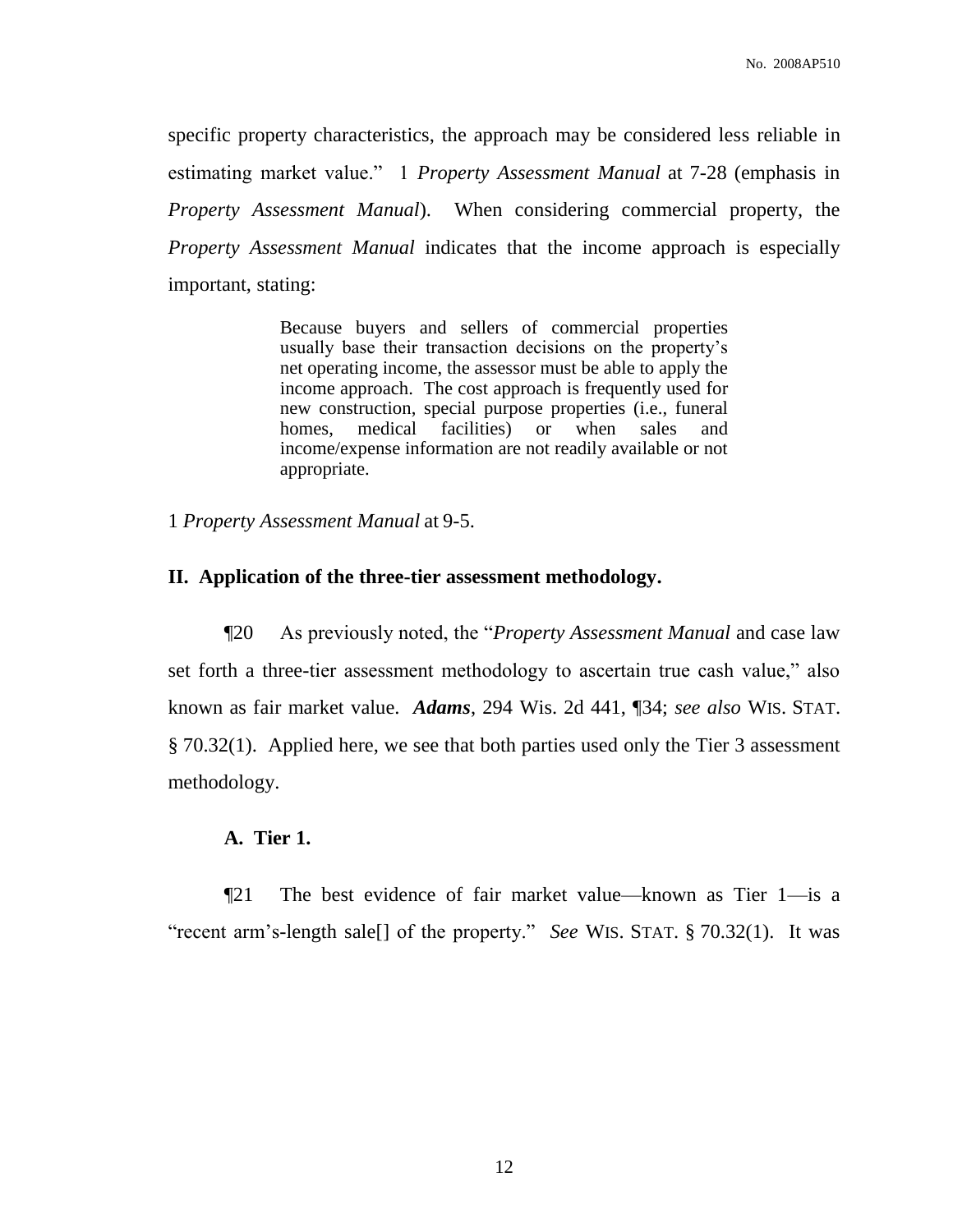specific property characteristics, the approach may be considered less reliable in estimating market value." 1 *Property Assessment Manual* at 7-28 (emphasis in *Property Assessment Manual*). When considering commercial property, the *Property Assessment Manual* indicates that the income approach is especially important, stating:

> Because buyers and sellers of commercial properties usually base their transaction decisions on the property's net operating income, the assessor must be able to apply the income approach. The cost approach is frequently used for new construction, special purpose properties (i.e., funeral homes, medical facilities) or when sales and income/expense information are not readily available or not appropriate.

1 *Property Assessment Manual* at 9-5.

### II. Application of the three-tier assessment methodology.

¶20 As previously noted, the "*Property Assessment Manual* and case law set forth a three-tier assessment methodology to ascertain true cash value," also known as fair market value. ***Adams***, 294 Wis. 2d 441, ¶34; *see also* WIS. STAT. § 70.32(1). Applied here, we see that both parties used only the Tier 3 assessment methodology.

#### A. Tier 1.

¶21 The best evidence of fair market value—known as Tier 1—is a "recent arm's-length sale[] of the property." *See* WIS. STAT. § 70.32(1). It was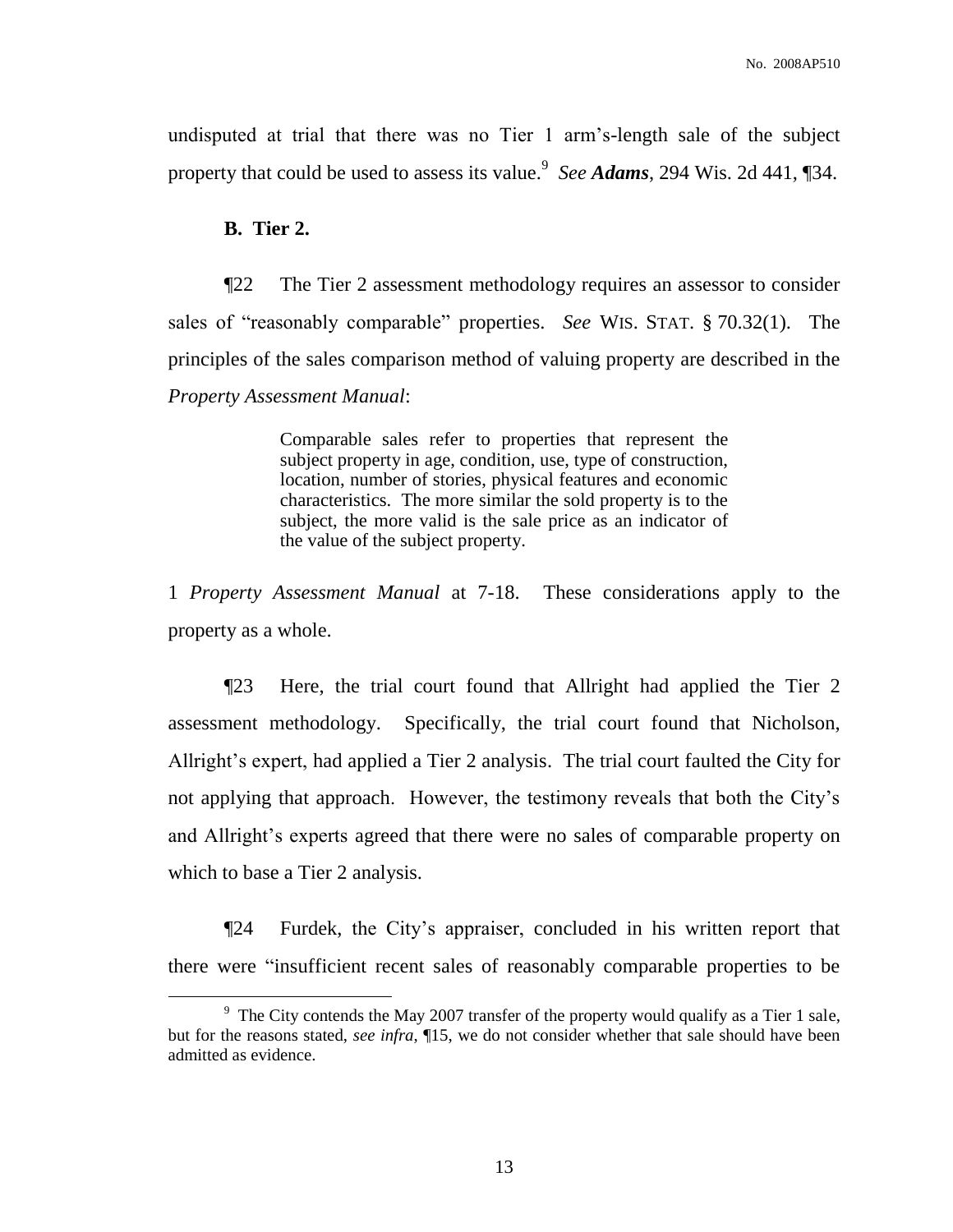undisputed at trial that there was no Tier 1 arm's-length sale of the subject property that could be used to assess its value.[9] *See **Adams***, 294 Wis. 2d 441, ¶34.

**B. Tier 2.**

¶22 The Tier 2 assessment methodology requires an assessor to consider sales of "reasonably comparable" properties. *See* WIS. STAT. § 70.32(1). The principles of the sales comparison method of valuing property are described in the *Property Assessment Manual*:

> Comparable sales refer to properties that represent the subject property in age, condition, use, type of construction, location, number of stories, physical features and economic characteristics. The more similar the sold property is to the subject, the more valid is the sale price as an indicator of the value of the subject property.

1 *Property Assessment Manual* at 7-18. These considerations apply to the property as a whole.

¶23 Here, the trial court found that Allright had applied the Tier 2 assessment methodology. Specifically, the trial court found that Nicholson, Allright's expert, had applied a Tier 2 analysis. The trial court faulted the City for not applying that approach. However, the testimony reveals that both the City's and Allright's experts agreed that there were no sales of comparable property on which to base a Tier 2 analysis.

¶24 Furdek, the City's appraiser, concluded in his written report that there were "insufficient recent sales of reasonably comparable properties to be

---

[9] The City contends the May 2007 transfer of the property would qualify as a Tier 1 sale, but for the reasons stated, *see infra*, ¶15, we do not consider whether that sale should have been admitted as evidence.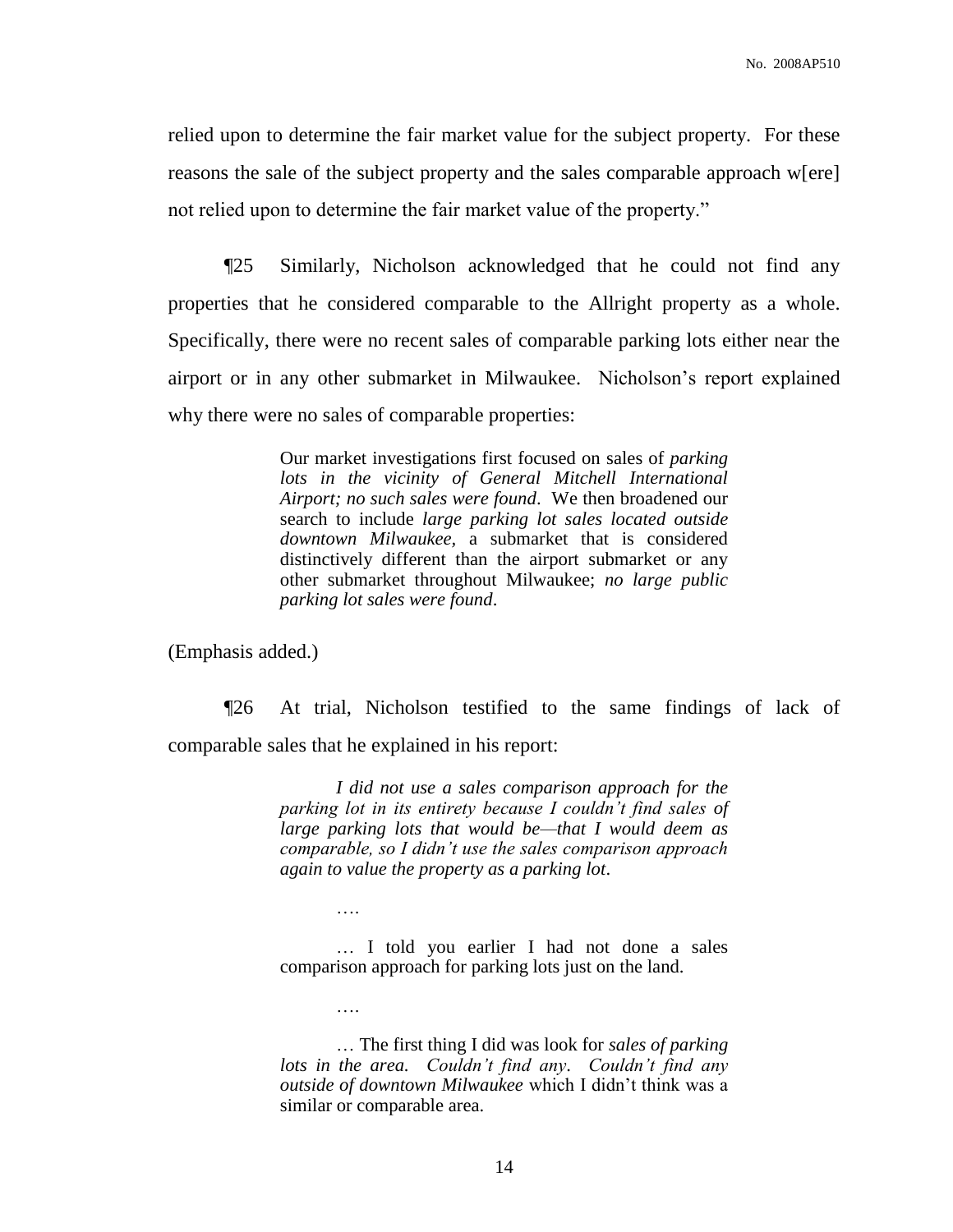relied upon to determine the fair market value for the subject property. For these reasons the sale of the subject property and the sales comparable approach w[ere] not relied upon to determine the fair market value of the property."

¶25 Similarly, Nicholson acknowledged that he could not find any properties that he considered comparable to the Allright property as a whole. Specifically, there were no recent sales of comparable parking lots either near the airport or in any other submarket in Milwaukee. Nicholson's report explained why there were no sales of comparable properties:

> Our market investigations first focused on sales of *parking lots in the vicinity of General Mitchell International Airport; no such sales were found*. We then broadened our search to include *large parking lot sales located outside downtown Milwaukee,* a submarket that is considered distinctively different than the airport submarket or any other submarket throughout Milwaukee; *no large public parking lot sales were found*.

(Emphasis added.)

¶26 At trial, Nicholson testified to the same findings of lack of comparable sales that he explained in his report:

> *I did not use a sales comparison approach for the parking lot in its entirety because I couldn't find sales of large parking lots that would be—that I would deem as comparable, so I didn't use the sales comparison approach again to value the property as a parking lot*.
>
> ….
>
> … I told you earlier I had not done a sales comparison approach for parking lots just on the land.
>
> ….
>
> … The first thing I did was look for *sales of parking lots in the area. Couldn't find any. Couldn't find any outside of downtown Milwaukee* which I didn't think was a similar or comparable area.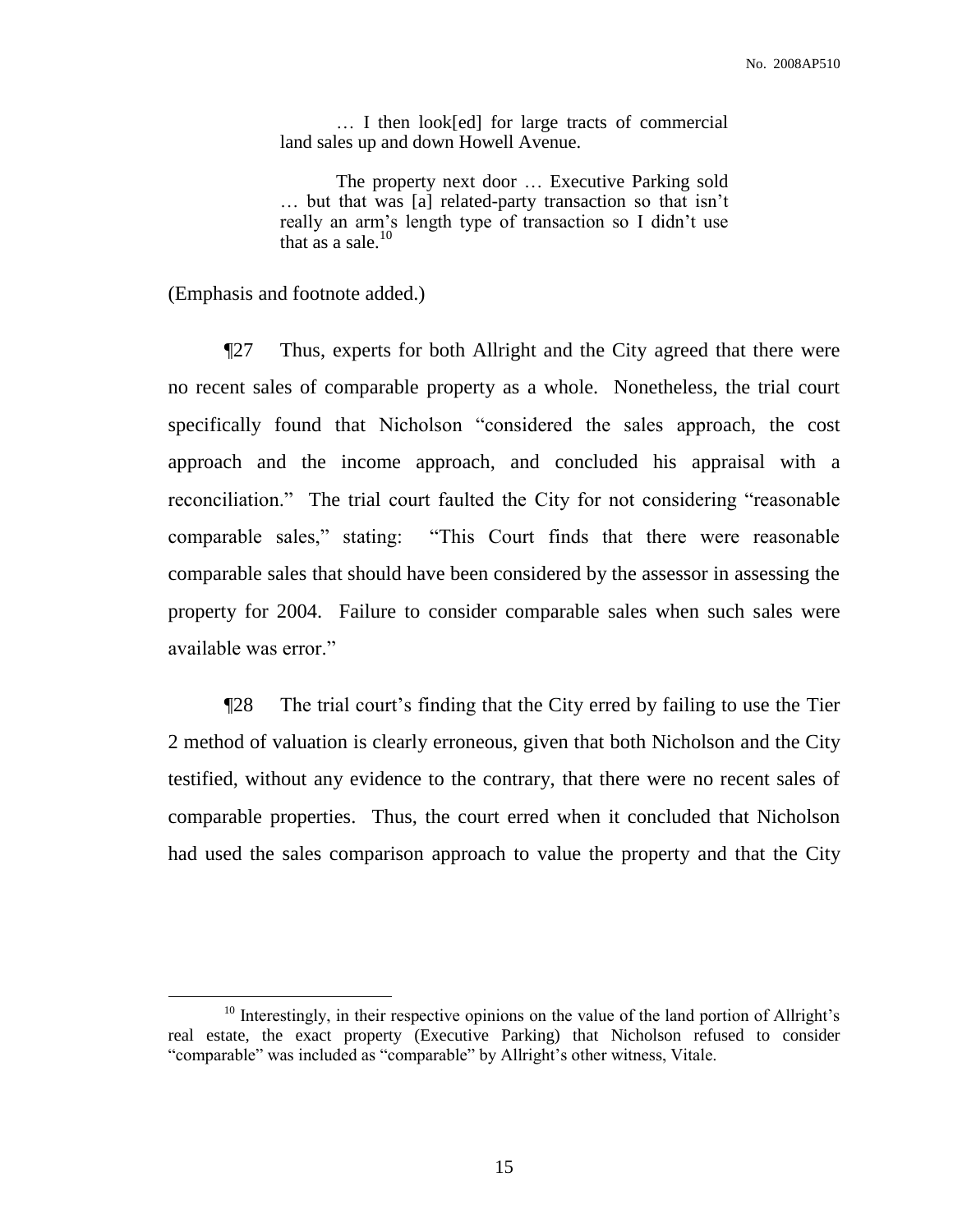> … I then look[ed] for large tracts of commercial land sales up and down Howell Avenue.
>
> The property next door … Executive Parking sold … but that was [a] related-party transaction so that isn't really an arm's length type of transaction so I didn't use that as a sale.[10]

(Emphasis and footnote added.)

¶27 Thus, experts for both Allright and the City agreed that there were no recent sales of comparable property as a whole. Nonetheless, the trial court specifically found that Nicholson "considered the sales approach, the cost approach and the income approach, and concluded his appraisal with a reconciliation." The trial court faulted the City for not considering "reasonable comparable sales," stating: "This Court finds that there were reasonable comparable sales that should have been considered by the assessor in assessing the property for 2004. Failure to consider comparable sales when such sales were available was error."

¶28 The trial court's finding that the City erred by failing to use the Tier 2 method of valuation is clearly erroneous, given that both Nicholson and the City testified, without any evidence to the contrary, that there were no recent sales of comparable properties. Thus, the court erred when it concluded that Nicholson had used the sales comparison approach to value the property and that the City

---

[10] Interestingly, in their respective opinions on the value of the land portion of Allright's real estate, the exact property (Executive Parking) that Nicholson refused to consider "comparable" was included as "comparable" by Allright's other witness, Vitale.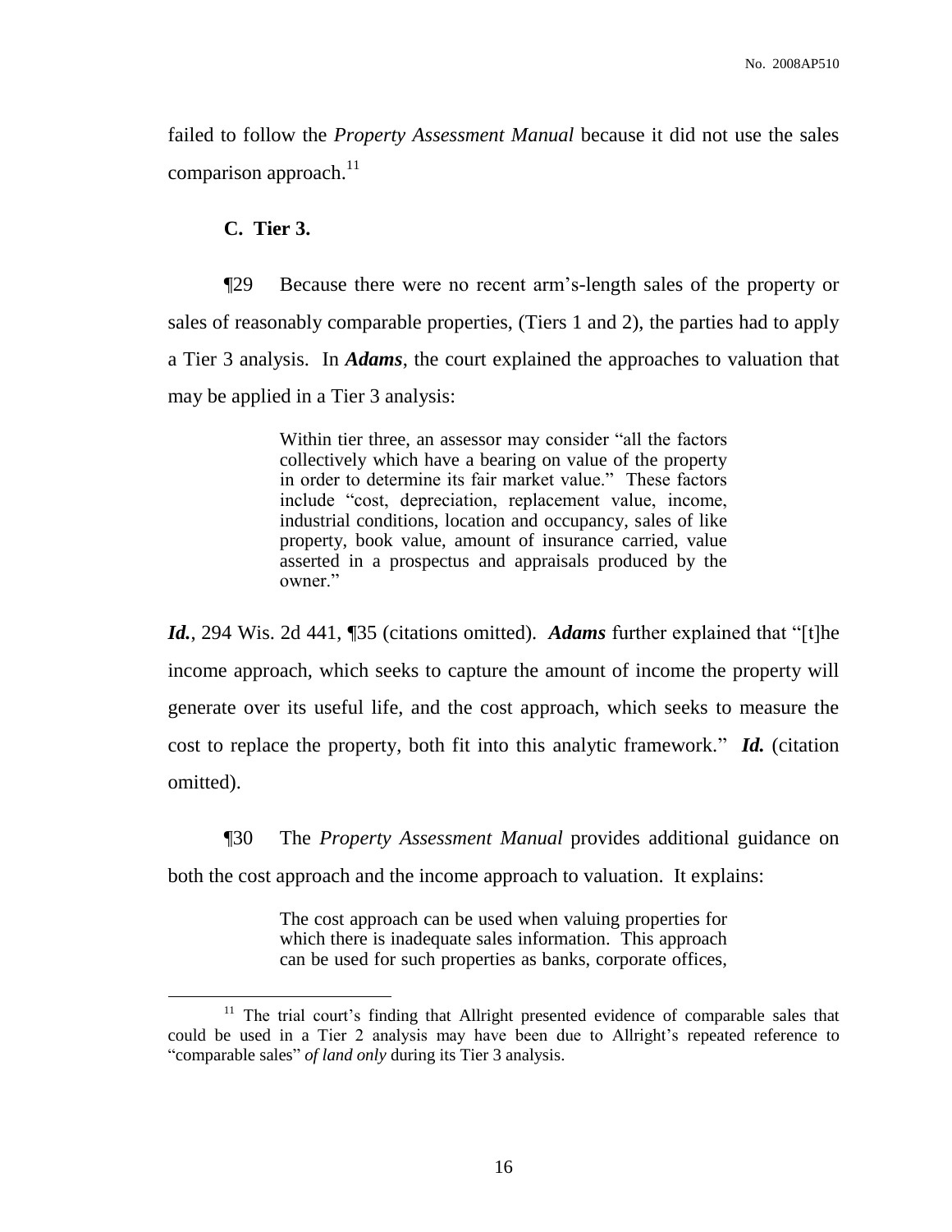failed to follow the *Property Assessment Manual* because it did not use the sales comparison approach.[11]

**C. Tier 3.**

¶29 Because there were no recent arm's-length sales of the property or sales of reasonably comparable properties, (Tiers 1 and 2), the parties had to apply a Tier 3 analysis. In ***Adams***, the court explained the approaches to valuation that may be applied in a Tier 3 analysis:

> Within tier three, an assessor may consider "all the factors collectively which have a bearing on value of the property in order to determine its fair market value." These factors include "cost, depreciation, replacement value, income, industrial conditions, location and occupancy, sales of like property, book value, amount of insurance carried, value asserted in a prospectus and appraisals produced by the owner."

***Id.***, 294 Wis. 2d 441, ¶35 (citations omitted). ***Adams*** further explained that "[t]he income approach, which seeks to capture the amount of income the property will generate over its useful life, and the cost approach, which seeks to measure the cost to replace the property, both fit into this analytic framework." ***Id.*** (citation omitted).

¶30 The *Property Assessment Manual* provides additional guidance on both the cost approach and the income approach to valuation. It explains:

> The cost approach can be used when valuing properties for which there is inadequate sales information. This approach can be used for such properties as banks, corporate offices,

---

[11] The trial court's finding that Allright presented evidence of comparable sales that could be used in a Tier 2 analysis may have been due to Allright's repeated reference to "comparable sales" *of land only* during its Tier 3 analysis.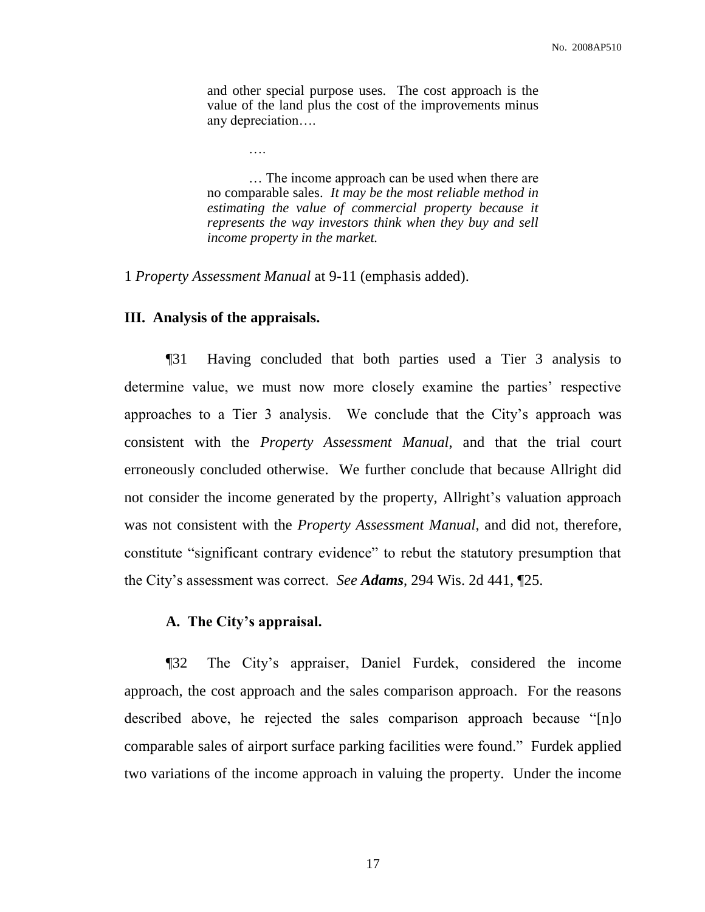> and other special purpose uses. The cost approach is the value of the land plus the cost of the improvements minus any depreciation….
>
> ….
>
> … The income approach can be used when there are no comparable sales. *It may be the most reliable method in estimating the value of commercial property because it represents the way investors think when they buy and sell income property in the market.*

1 *Property Assessment Manual* at 9-11 (emphasis added).

### III. Analysis of the appraisals.

¶31 Having concluded that both parties used a Tier 3 analysis to determine value, we must now more closely examine the parties' respective approaches to a Tier 3 analysis. We conclude that the City's approach was consistent with the *Property Assessment Manual*, and that the trial court erroneously concluded otherwise. We further conclude that because Allright did not consider the income generated by the property, Allright's valuation approach was not consistent with the *Property Assessment Manual*, and did not, therefore, constitute "significant contrary evidence" to rebut the statutory presumption that the City's assessment was correct. *See **Adams***, 294 Wis. 2d 441, ¶25.

#### A. The City's appraisal.

¶32 The City's appraiser, Daniel Furdek, considered the income approach, the cost approach and the sales comparison approach. For the reasons described above, he rejected the sales comparison approach because "[n]o comparable sales of airport surface parking facilities were found." Furdek applied two variations of the income approach in valuing the property. Under the income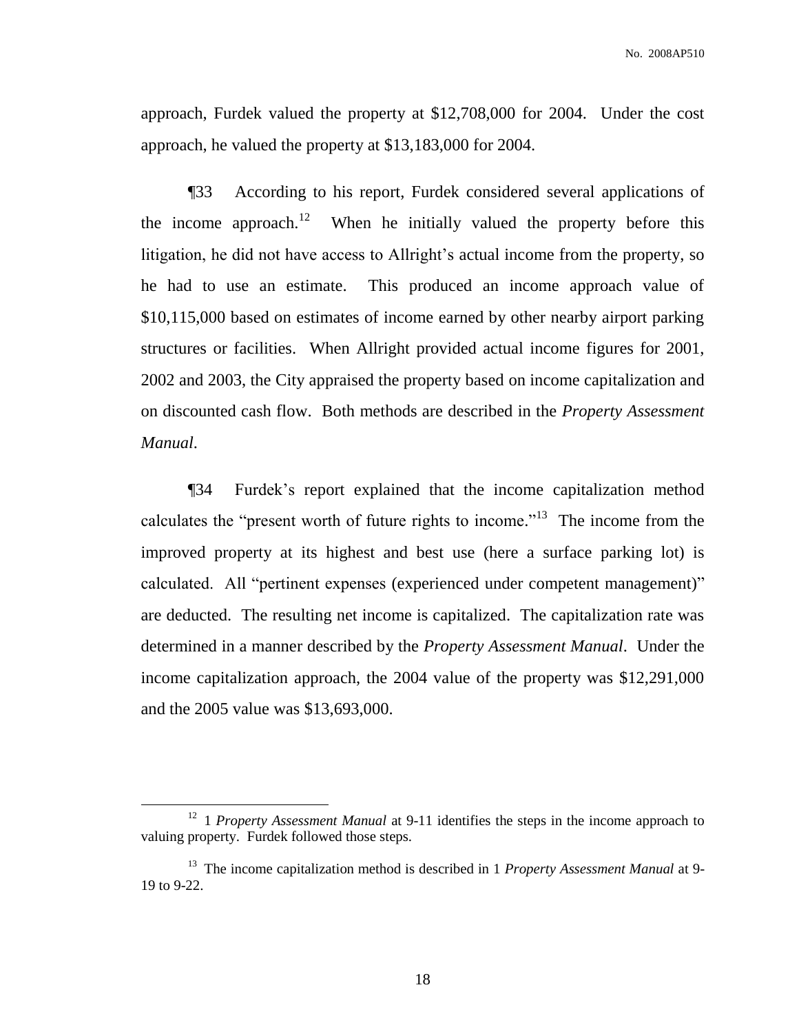approach, Furdek valued the property at $12,708,000 for 2004. Under the cost approach, he valued the property at $13,183,000 for 2004.

¶33 According to his report, Furdek considered several applications of the income approach.[12] When he initially valued the property before this litigation, he did not have access to Allright's actual income from the property, so he had to use an estimate. This produced an income approach value of $10,115,000 based on estimates of income earned by other nearby airport parking structures or facilities. When Allright provided actual income figures for 2001, 2002 and 2003, the City appraised the property based on income capitalization and on discounted cash flow. Both methods are described in the *Property Assessment Manual*.

¶34 Furdek's report explained that the income capitalization method calculates the "present worth of future rights to income."[13] The income from the improved property at its highest and best use (here a surface parking lot) is calculated. All "pertinent expenses (experienced under competent management)" are deducted. The resulting net income is capitalized. The capitalization rate was determined in a manner described by the *Property Assessment Manual*. Under the income capitalization approach, the 2004 value of the property was $12,291,000 and the 2005 value was $13,693,000.

---

[12] 1 *Property Assessment Manual* at 9-11 identifies the steps in the income approach to valuing property. Furdek followed those steps.

[13] The income capitalization method is described in 1 *Property Assessment Manual* at 9-19 to 9-22.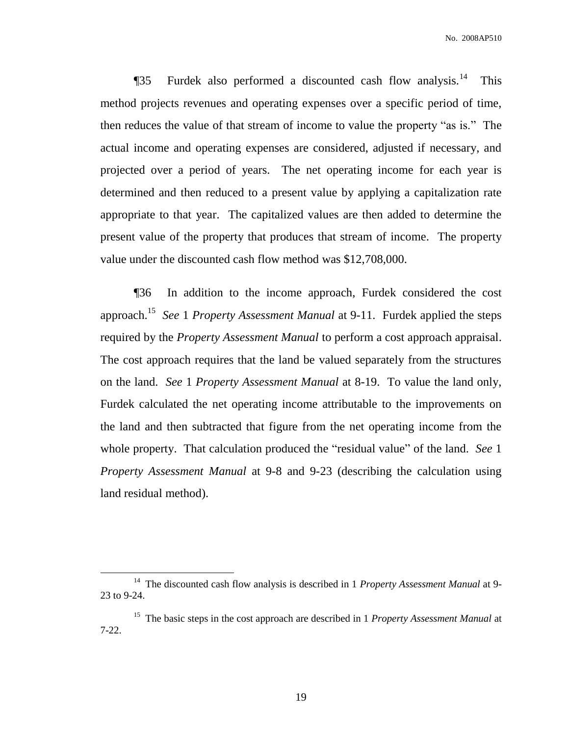¶35 Furdek also performed a discounted cash flow analysis.[14] This method projects revenues and operating expenses over a specific period of time, then reduces the value of that stream of income to value the property "as is." The actual income and operating expenses are considered, adjusted if necessary, and projected over a period of years. The net operating income for each year is determined and then reduced to a present value by applying a capitalization rate appropriate to that year. The capitalized values are then added to determine the present value of the property that produces that stream of income. The property value under the discounted cash flow method was $12,708,000.

¶36 In addition to the income approach, Furdek considered the cost approach.[15] *See* 1 *Property Assessment Manual* at 9-11. Furdek applied the steps required by the *Property Assessment Manual* to perform a cost approach appraisal. The cost approach requires that the land be valued separately from the structures on the land. *See* 1 *Property Assessment Manual* at 8-19. To value the land only, Furdek calculated the net operating income attributable to the improvements on the land and then subtracted that figure from the net operating income from the whole property. That calculation produced the "residual value" of the land. *See* 1 *Property Assessment Manual* at 9-8 and 9-23 (describing the calculation using land residual method).

---

[14] The discounted cash flow analysis is described in 1 *Property Assessment Manual* at 9-23 to 9-24.

[15] The basic steps in the cost approach are described in 1 *Property Assessment Manual* at 7-22.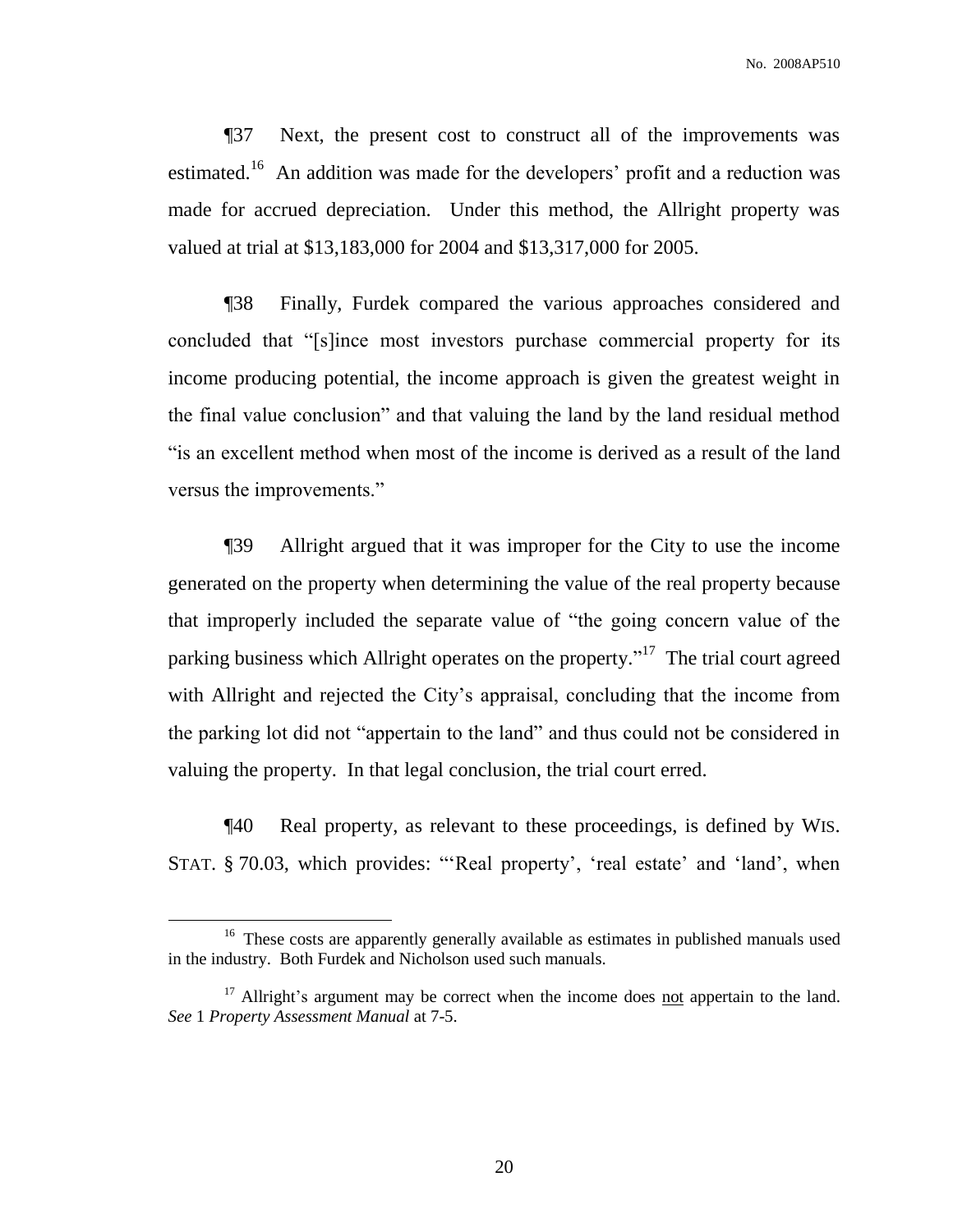¶37 Next, the present cost to construct all of the improvements was estimated.[16] An addition was made for the developers' profit and a reduction was made for accrued depreciation. Under this method, the Allright property was valued at trial at $13,183,000 for 2004 and $13,317,000 for 2005.

¶38 Finally, Furdek compared the various approaches considered and concluded that "[s]ince most investors purchase commercial property for its income producing potential, the income approach is given the greatest weight in the final value conclusion" and that valuing the land by the land residual method "is an excellent method when most of the income is derived as a result of the land versus the improvements."

¶39 Allright argued that it was improper for the City to use the income generated on the property when determining the value of the real property because that improperly included the separate value of "the going concern value of the parking business which Allright operates on the property."[17] The trial court agreed with Allright and rejected the City's appraisal, concluding that the income from the parking lot did not "appertain to the land" and thus could not be considered in valuing the property. In that legal conclusion, the trial court erred.

¶40 Real property, as relevant to these proceedings, is defined by WIS. STAT. § 70.03, which provides: "'Real property', 'real estate' and 'land', when

---

[16] These costs are apparently generally available as estimates in published manuals used in the industry. Both Furdek and Nicholson used such manuals.

[17] Allright's argument may be correct when the income does not appertain to the land. *See* 1 *Property Assessment Manual* at 7-5.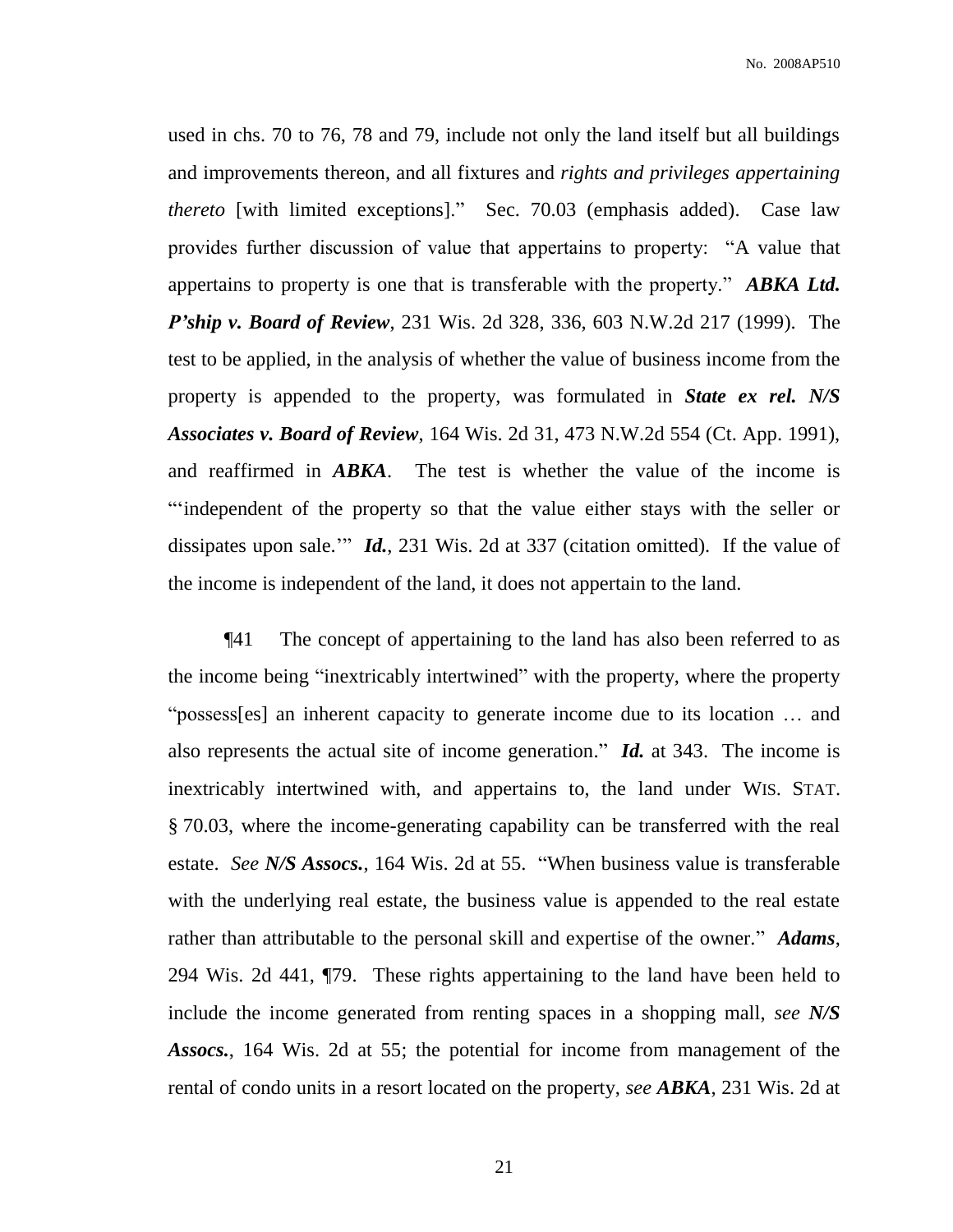used in chs. 70 to 76, 78 and 79, include not only the land itself but all buildings and improvements thereon, and all fixtures and *rights and privileges appertaining thereto* [with limited exceptions]." Sec. 70.03 (emphasis added). Case law provides further discussion of value that appertains to property: "A value that appertains to property is one that is transferable with the property." ***ABKA Ltd. P'ship v. Board of Review***, 231 Wis. 2d 328, 336, 603 N.W.2d 217 (1999). The test to be applied, in the analysis of whether the value of business income from the property is appended to the property, was formulated in ***State ex rel. N/S Associates v. Board of Review***, 164 Wis. 2d 31, 473 N.W.2d 554 (Ct. App. 1991), and reaffirmed in ***ABKA***. The test is whether the value of the income is "'independent of the property so that the value either stays with the seller or dissipates upon sale.'" ***Id.***, 231 Wis. 2d at 337 (citation omitted). If the value of the income is independent of the land, it does not appertain to the land.

¶41 The concept of appertaining to the land has also been referred to as the income being "inextricably intertwined" with the property, where the property "possess[es] an inherent capacity to generate income due to its location … and also represents the actual site of income generation." ***Id.*** at 343. The income is inextricably intertwined with, and appertains to, the land under WIS. STAT. § 70.03, where the income-generating capability can be transferred with the real estate. *See* ***N/S Assocs.***, 164 Wis. 2d at 55. "When business value is transferable with the underlying real estate, the business value is appended to the real estate rather than attributable to the personal skill and expertise of the owner." ***Adams***, 294 Wis. 2d 441, ¶79. These rights appertaining to the land have been held to include the income generated from renting spaces in a shopping mall, *see* ***N/S Assocs.***, 164 Wis. 2d at 55; the potential for income from management of the rental of condo units in a resort located on the property, *see* ***ABKA***, 231 Wis. 2d at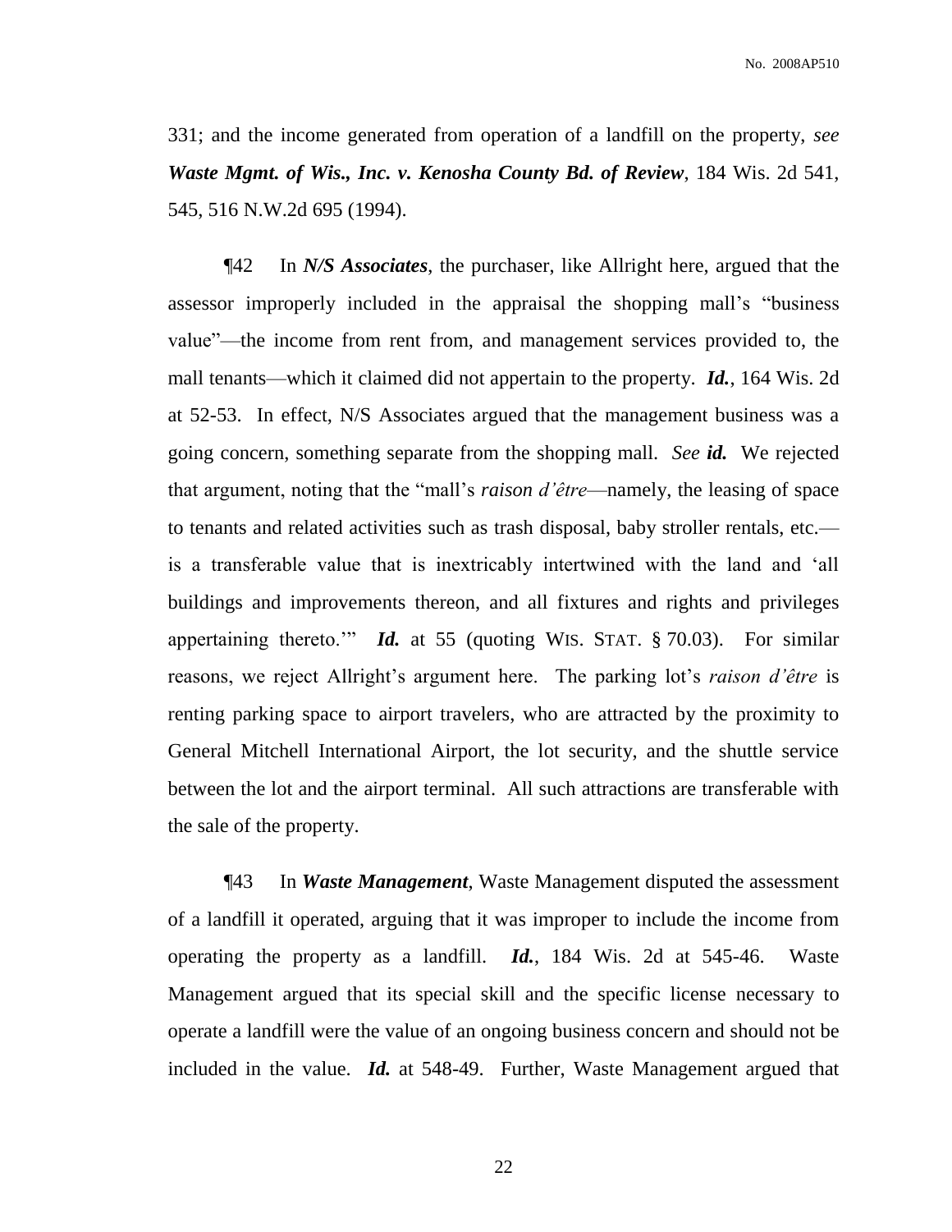331; and the income generated from operation of a landfill on the property, *see* ***Waste Mgmt. of Wis., Inc. v. Kenosha County Bd. of Review***, 184 Wis. 2d 541, 545, 516 N.W.2d 695 (1994).

¶42 In ***N/S Associates***, the purchaser, like Allright here, argued that the assessor improperly included in the appraisal the shopping mall's "business value"—the income from rent from, and management services provided to, the mall tenants—which it claimed did not appertain to the property. ***Id.***, 164 Wis. 2d at 52-53. In effect, N/S Associates argued that the management business was a going concern, something separate from the shopping mall. *See* ***id.*** We rejected that argument, noting that the "mall's *raison d'être*—namely, the leasing of space to tenants and related activities such as trash disposal, baby stroller rentals, etc.—is a transferable value that is inextricably intertwined with the land and 'all buildings and improvements thereon, and all fixtures and rights and privileges appertaining thereto.'" ***Id.*** at 55 (quoting WIS. STAT. § 70.03). For similar reasons, we reject Allright's argument here. The parking lot's *raison d'être* is renting parking space to airport travelers, who are attracted by the proximity to General Mitchell International Airport, the lot security, and the shuttle service between the lot and the airport terminal. All such attractions are transferable with the sale of the property.

¶43 In ***Waste Management***, Waste Management disputed the assessment of a landfill it operated, arguing that it was improper to include the income from operating the property as a landfill. ***Id.***, 184 Wis. 2d at 545-46. Waste Management argued that its special skill and the specific license necessary to operate a landfill were the value of an ongoing business concern and should not be included in the value. ***Id.*** at 548-49. Further, Waste Management argued that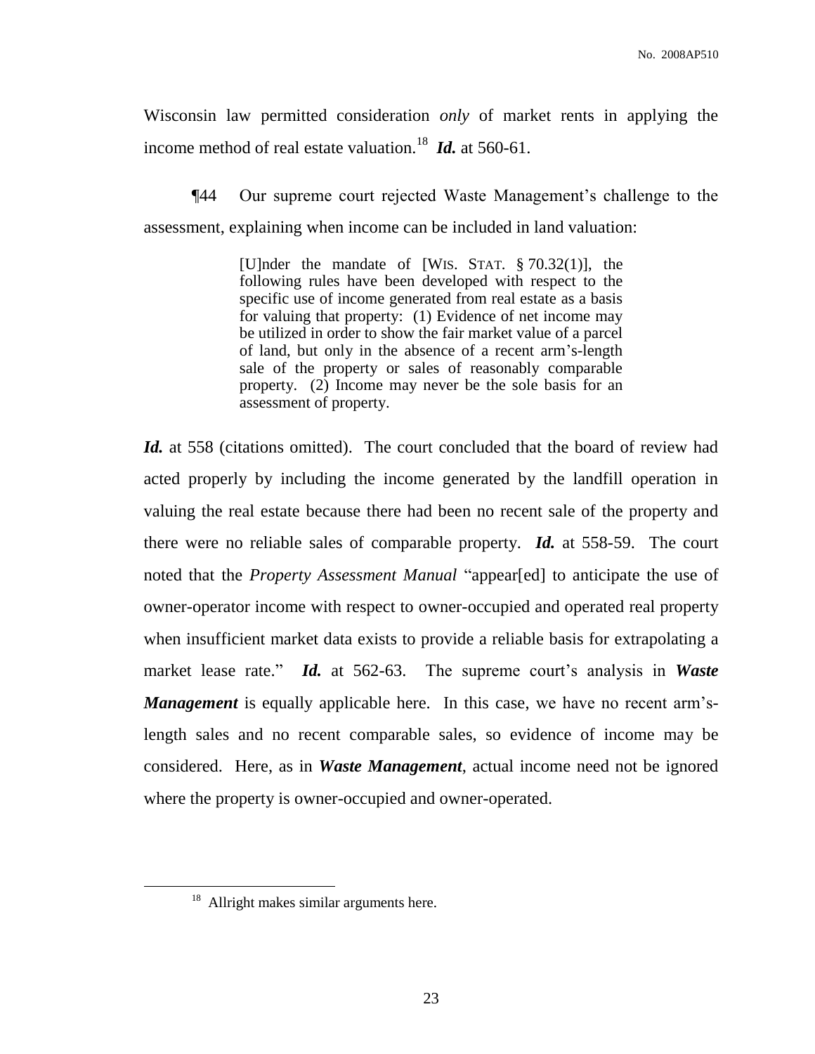Wisconsin law permitted consideration *only* of market rents in applying the income method of real estate valuation.[18] ***Id.*** at 560-61.

¶44 Our supreme court rejected Waste Management's challenge to the assessment, explaining when income can be included in land valuation:

> [U]nder the mandate of [WIS. STAT. § 70.32(1)], the following rules have been developed with respect to the specific use of income generated from real estate as a basis for valuing that property: (1) Evidence of net income may be utilized in order to show the fair market value of a parcel of land, but only in the absence of a recent arm's-length sale of the property or sales of reasonably comparable property. (2) Income may never be the sole basis for an assessment of property.

***Id.*** at 558 (citations omitted). The court concluded that the board of review had acted properly by including the income generated by the landfill operation in valuing the real estate because there had been no recent sale of the property and there were no reliable sales of comparable property. ***Id.*** at 558-59. The court noted that the *Property Assessment Manual* "appear[ed] to anticipate the use of owner-operator income with respect to owner-occupied and operated real property when insufficient market data exists to provide a reliable basis for extrapolating a market lease rate." ***Id.*** at 562-63. The supreme court's analysis in ***Waste Management*** is equally applicable here. In this case, we have no recent arm's-length sales and no recent comparable sales, so evidence of income may be considered. Here, as in ***Waste Management***, actual income need not be ignored where the property is owner-occupied and owner-operated.

[18] Allright makes similar arguments here.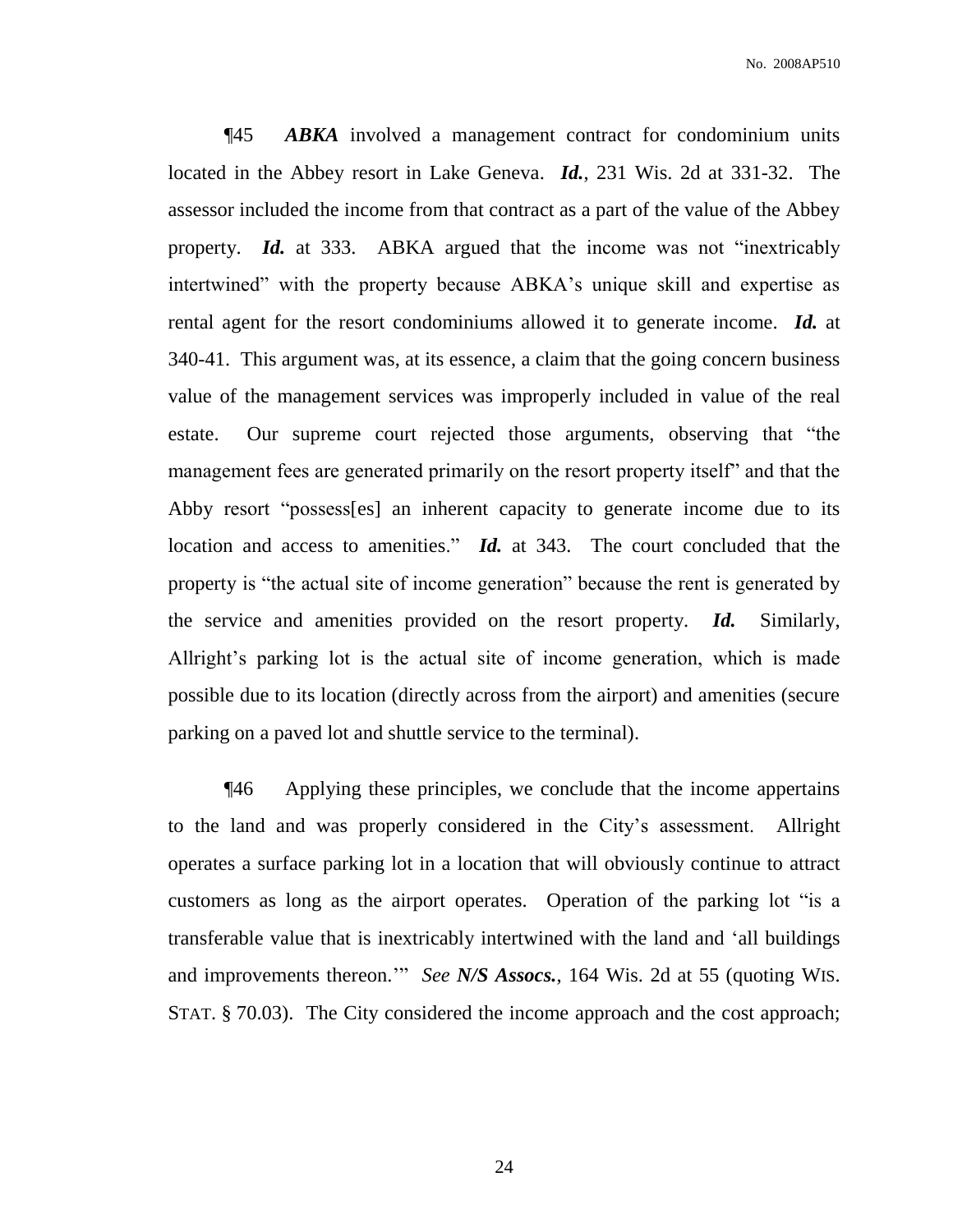¶45 ***ABKA*** involved a management contract for condominium units located in the Abbey resort in Lake Geneva. ***Id.***, 231 Wis. 2d at 331-32. The assessor included the income from that contract as a part of the value of the Abbey property. ***Id.*** at 333. ABKA argued that the income was not "inextricably intertwined" with the property because ABKA's unique skill and expertise as rental agent for the resort condominiums allowed it to generate income. ***Id.*** at 340-41. This argument was, at its essence, a claim that the going concern business value of the management services was improperly included in value of the real estate. Our supreme court rejected those arguments, observing that "the management fees are generated primarily on the resort property itself" and that the Abby resort "possess[es] an inherent capacity to generate income due to its location and access to amenities." ***Id.*** at 343. The court concluded that the property is "the actual site of income generation" because the rent is generated by the service and amenities provided on the resort property. ***Id.*** Similarly, Allright's parking lot is the actual site of income generation, which is made possible due to its location (directly across from the airport) and amenities (secure parking on a paved lot and shuttle service to the terminal).

¶46 Applying these principles, we conclude that the income appertains to the land and was properly considered in the City's assessment. Allright operates a surface parking lot in a location that will obviously continue to attract customers as long as the airport operates. Operation of the parking lot "is a transferable value that is inextricably intertwined with the land and 'all buildings and improvements thereon.'" *See* ***N/S Assocs.***, 164 Wis. 2d at 55 (quoting WIS. STAT. § 70.03). The City considered the income approach and the cost approach;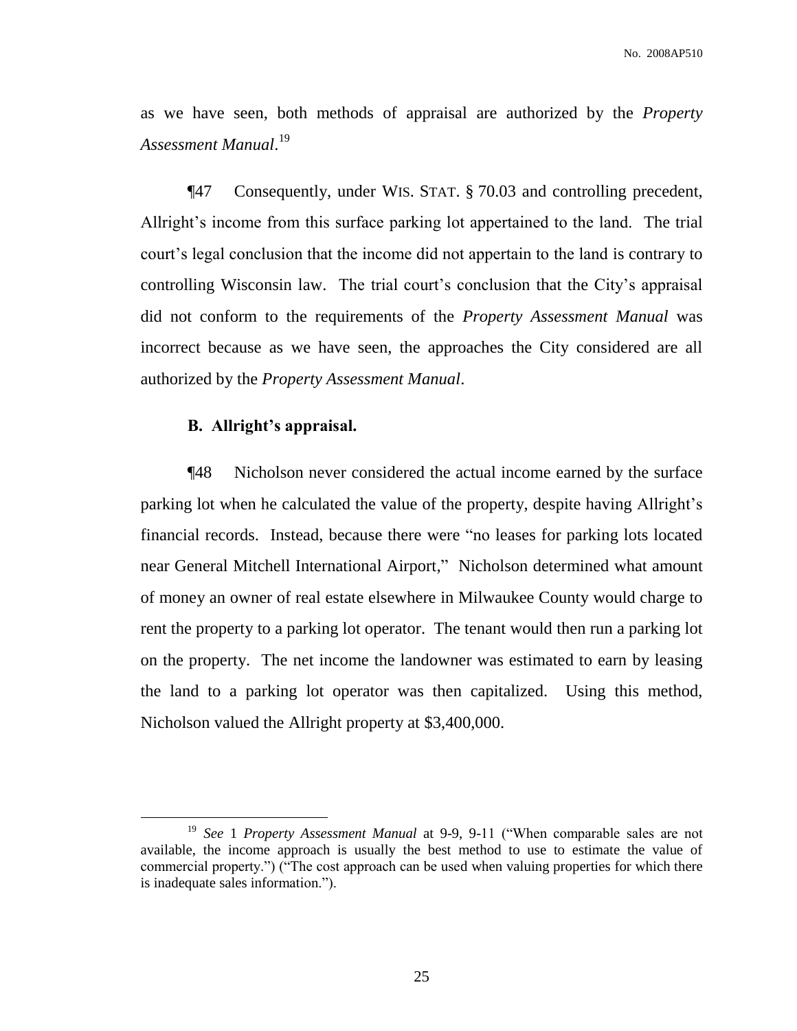as we have seen, both methods of appraisal are authorized by the *Property Assessment Manual*.[19]

¶47 Consequently, under WIS. STAT. § 70.03 and controlling precedent, Allright's income from this surface parking lot appertained to the land. The trial court's legal conclusion that the income did not appertain to the land is contrary to controlling Wisconsin law. The trial court's conclusion that the City's appraisal did not conform to the requirements of the *Property Assessment Manual* was incorrect because as we have seen, the approaches the City considered are all authorized by the *Property Assessment Manual*.

**B. Allright's appraisal.**

¶48 Nicholson never considered the actual income earned by the surface parking lot when he calculated the value of the property, despite having Allright's financial records. Instead, because there were "no leases for parking lots located near General Mitchell International Airport," Nicholson determined what amount of money an owner of real estate elsewhere in Milwaukee County would charge to rent the property to a parking lot operator. The tenant would then run a parking lot on the property. The net income the landowner was estimated to earn by leasing the land to a parking lot operator was then capitalized. Using this method, Nicholson valued the Allright property at $3,400,000.

---

[19] *See* 1 *Property Assessment Manual* at 9-9, 9-11 ("When comparable sales are not available, the income approach is usually the best method to use to estimate the value of commercial property.") ("The cost approach can be used when valuing properties for which there is inadequate sales information.").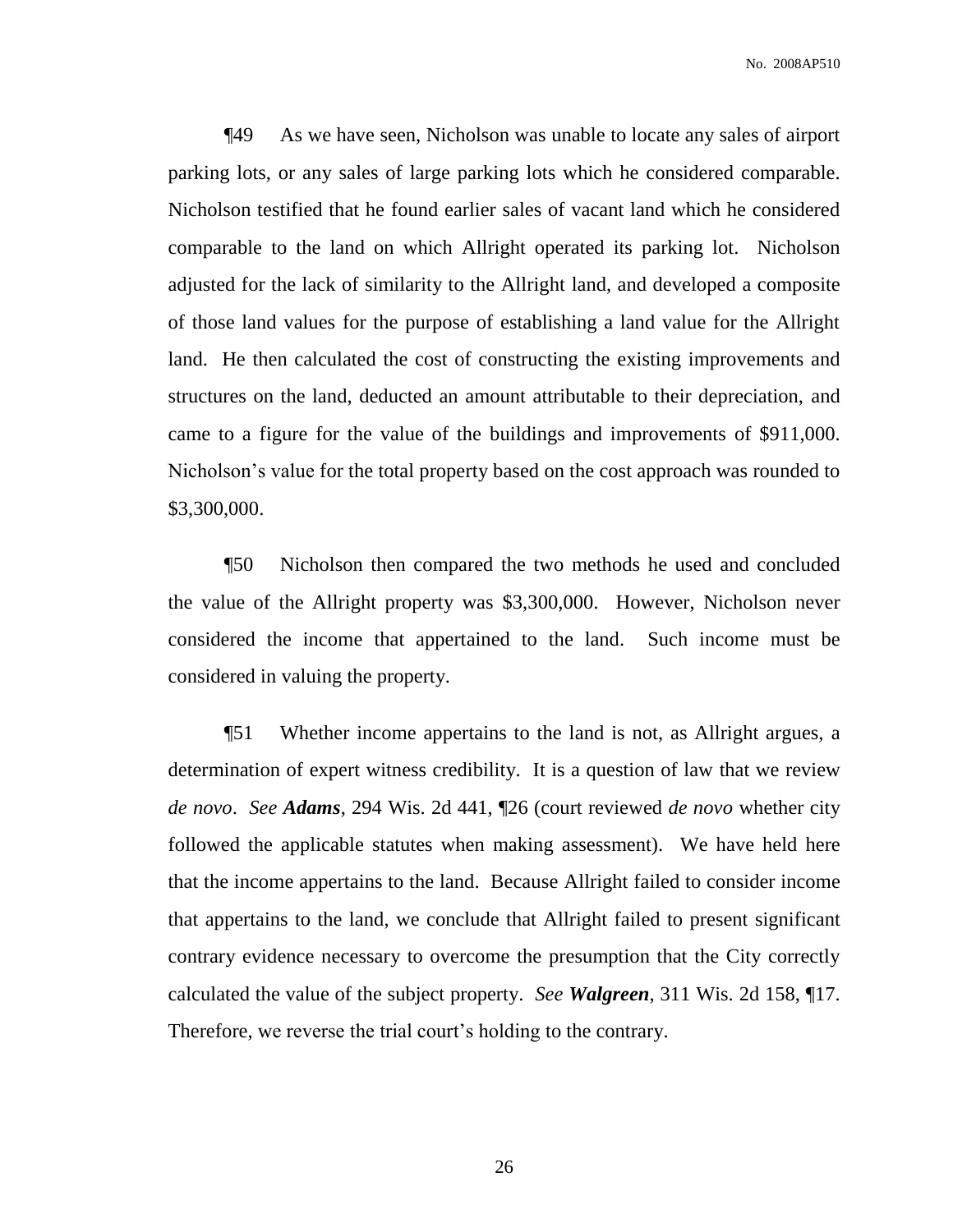¶49 As we have seen, Nicholson was unable to locate any sales of airport parking lots, or any sales of large parking lots which he considered comparable. Nicholson testified that he found earlier sales of vacant land which he considered comparable to the land on which Allright operated its parking lot. Nicholson adjusted for the lack of similarity to the Allright land, and developed a composite of those land values for the purpose of establishing a land value for the Allright land. He then calculated the cost of constructing the existing improvements and structures on the land, deducted an amount attributable to their depreciation, and came to a figure for the value of the buildings and improvements of $911,000. Nicholson's value for the total property based on the cost approach was rounded to $3,300,000.

¶50 Nicholson then compared the two methods he used and concluded the value of the Allright property was $3,300,000. However, Nicholson never considered the income that appertained to the land. Such income must be considered in valuing the property.

¶51 Whether income appertains to the land is not, as Allright argues, a determination of expert witness credibility. It is a question of law that we review *de novo*. *See* ***Adams***, 294 Wis. 2d 441, ¶26 (court reviewed *de novo* whether city followed the applicable statutes when making assessment). We have held here that the income appertains to the land. Because Allright failed to consider income that appertains to the land, we conclude that Allright failed to present significant contrary evidence necessary to overcome the presumption that the City correctly calculated the value of the subject property. *See* ***Walgreen***, 311 Wis. 2d 158, ¶17. Therefore, we reverse the trial court's holding to the contrary.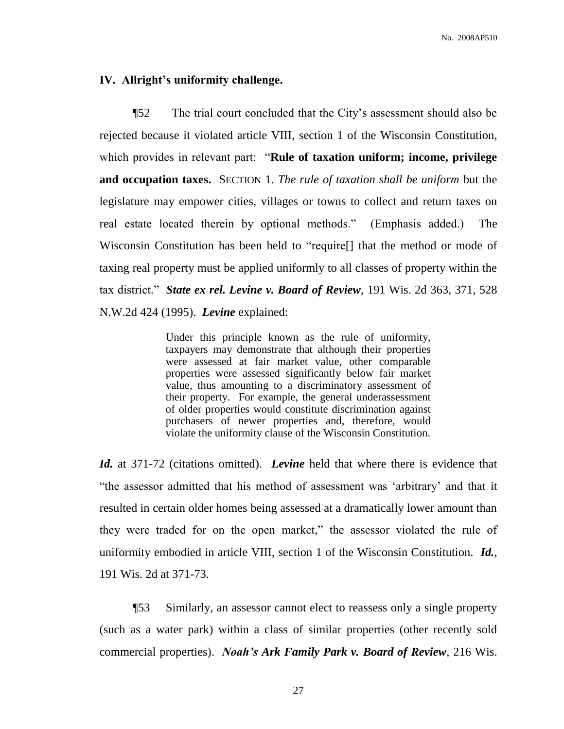## IV. Allright's uniformity challenge.

¶52 The trial court concluded that the City's assessment should also be rejected because it violated article VIII, section 1 of the Wisconsin Constitution, which provides in relevant part: "**Rule of taxation uniform; income, privilege and occupation taxes.** SECTION 1. *The rule of taxation shall be uniform* but the legislature may empower cities, villages or towns to collect and return taxes on real estate located therein by optional methods." (Emphasis added.) The Wisconsin Constitution has been held to "require[] that the method or mode of taxing real property must be applied uniformly to all classes of property within the tax district." ***State ex rel. Levine v. Board of Review***, 191 Wis. 2d 363, 371, 528 N.W.2d 424 (1995). ***Levine*** explained:

> Under this principle known as the rule of uniformity, taxpayers may demonstrate that although their properties were assessed at fair market value, other comparable properties were assessed significantly below fair market value, thus amounting to a discriminatory assessment of their property. For example, the general underassessment of older properties would constitute discrimination against purchasers of newer properties and, therefore, would violate the uniformity clause of the Wisconsin Constitution.

***Id.*** at 371-72 (citations omitted). ***Levine*** held that where there is evidence that "the assessor admitted that his method of assessment was 'arbitrary' and that it resulted in certain older homes being assessed at a dramatically lower amount than they were traded for on the open market," the assessor violated the rule of uniformity embodied in article VIII, section 1 of the Wisconsin Constitution. ***Id.***, 191 Wis. 2d at 371-73.

¶53 Similarly, an assessor cannot elect to reassess only a single property (such as a water park) within a class of similar properties (other recently sold commercial properties). ***Noah's Ark Family Park v. Board of Review***, 216 Wis.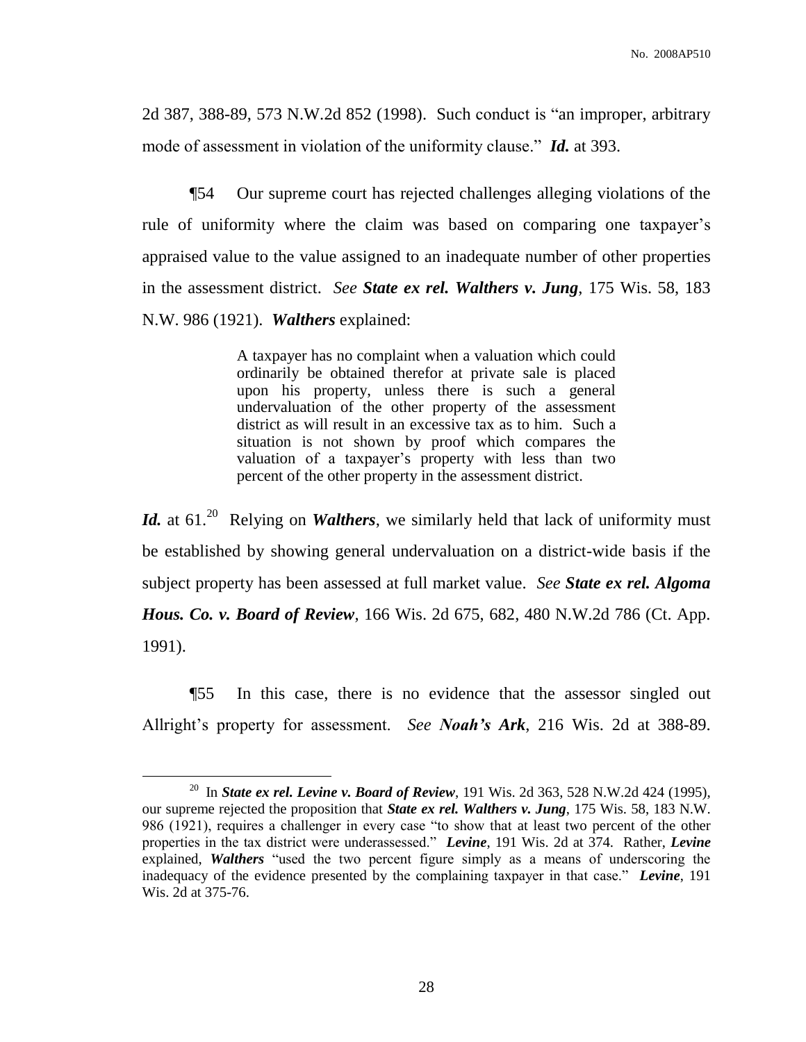2d 387, 388-89, 573 N.W.2d 852 (1998). Such conduct is "an improper, arbitrary mode of assessment in violation of the uniformity clause." ***Id.*** at 393.

¶54 Our supreme court has rejected challenges alleging violations of the rule of uniformity where the claim was based on comparing one taxpayer's appraised value to the value assigned to an inadequate number of other properties in the assessment district. *See* ***State ex rel. Walthers v. Jung***, 175 Wis. 58, 183 N.W. 986 (1921). ***Walthers*** explained:

> A taxpayer has no complaint when a valuation which could ordinarily be obtained therefor at private sale is placed upon his property, unless there is such a general undervaluation of the other property of the assessment district as will result in an excessive tax as to him. Such a situation is not shown by proof which compares the valuation of a taxpayer's property with less than two percent of the other property in the assessment district.

***Id.*** at 61.[20] Relying on ***Walthers***, we similarly held that lack of uniformity must be established by showing general undervaluation on a district-wide basis if the subject property has been assessed at full market value. *See* ***State ex rel. Algoma Hous. Co. v. Board of Review***, 166 Wis. 2d 675, 682, 480 N.W.2d 786 (Ct. App. 1991).

¶55 In this case, there is no evidence that the assessor singled out Allright's property for assessment. *See* ***Noah's Ark***, 216 Wis. 2d at 388-89.

---

[20] In ***State ex rel. Levine v. Board of Review***, 191 Wis. 2d 363, 528 N.W.2d 424 (1995), our supreme rejected the proposition that ***State ex rel. Walthers v. Jung***, 175 Wis. 58, 183 N.W. 986 (1921), requires a challenger in every case "to show that at least two percent of the other properties in the tax district were underassessed." ***Levine***, 191 Wis. 2d at 374. Rather, ***Levine*** explained, ***Walthers*** "used the two percent figure simply as a means of underscoring the inadequacy of the evidence presented by the complaining taxpayer in that case." ***Levine***, 191 Wis. 2d at 375-76.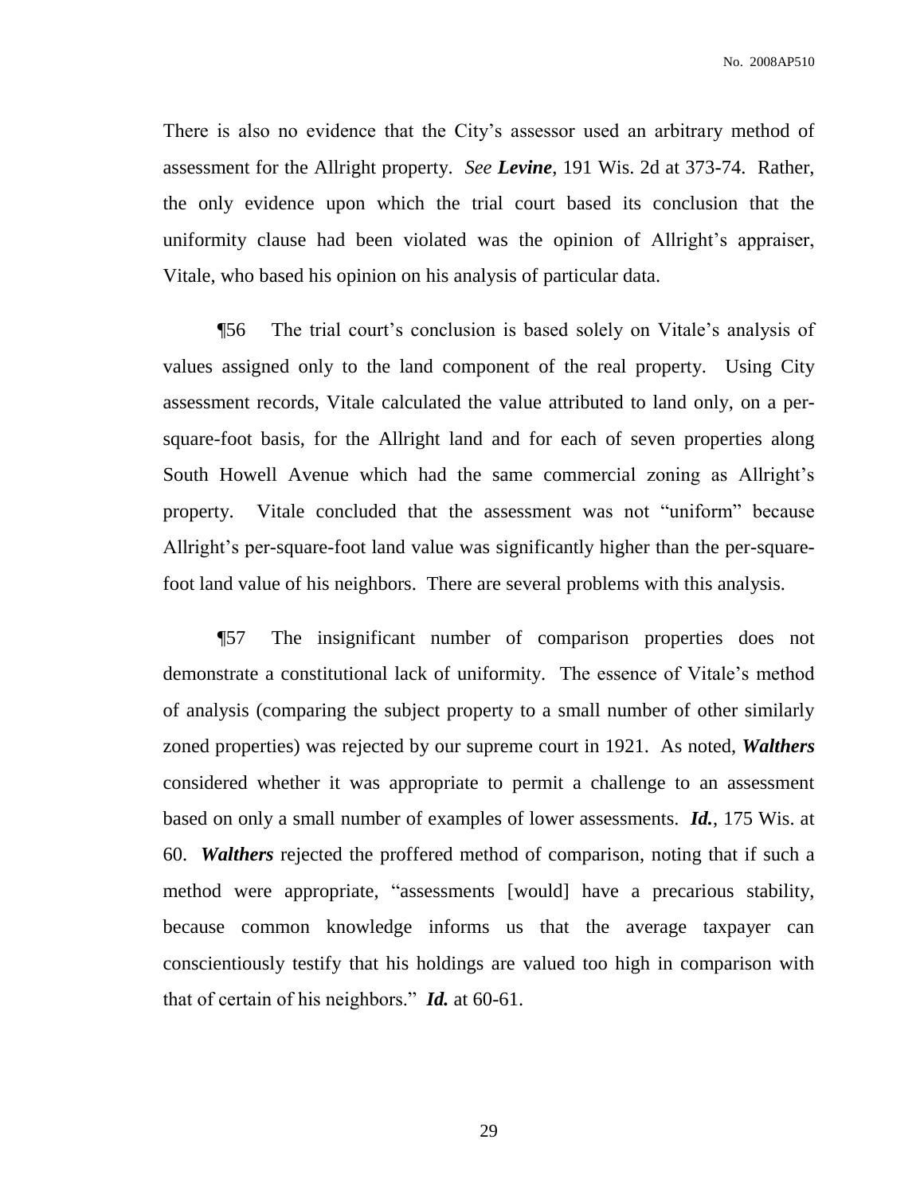There is also no evidence that the City's assessor used an arbitrary method of assessment for the Allright property. *See* ***Levine***, 191 Wis. 2d at 373-74. Rather, the only evidence upon which the trial court based its conclusion that the uniformity clause had been violated was the opinion of Allright's appraiser, Vitale, who based his opinion on his analysis of particular data.

¶56 The trial court's conclusion is based solely on Vitale's analysis of values assigned only to the land component of the real property. Using City assessment records, Vitale calculated the value attributed to land only, on a per-square-foot basis, for the Allright land and for each of seven properties along South Howell Avenue which had the same commercial zoning as Allright's property. Vitale concluded that the assessment was not "uniform" because Allright's per-square-foot land value was significantly higher than the per-square-foot land value of his neighbors. There are several problems with this analysis.

¶57 The insignificant number of comparison properties does not demonstrate a constitutional lack of uniformity. The essence of Vitale's method of analysis (comparing the subject property to a small number of other similarly zoned properties) was rejected by our supreme court in 1921. As noted, ***Walthers*** considered whether it was appropriate to permit a challenge to an assessment based on only a small number of examples of lower assessments. ***Id.***, 175 Wis. at 60. ***Walthers*** rejected the proffered method of comparison, noting that if such a method were appropriate, "assessments [would] have a precarious stability, because common knowledge informs us that the average taxpayer can conscientiously testify that his holdings are valued too high in comparison with that of certain of his neighbors." ***Id.*** at 60-61.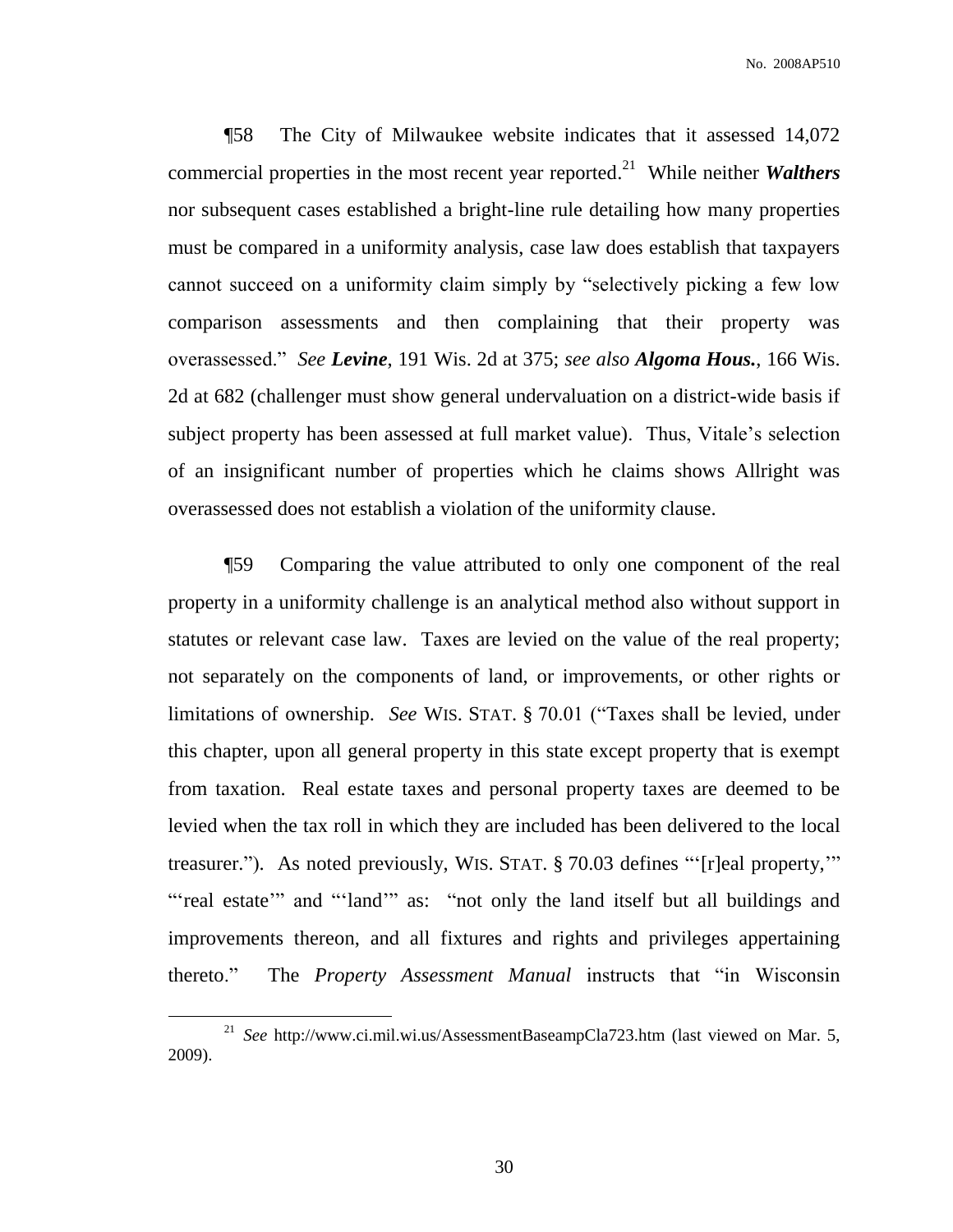¶58 The City of Milwaukee website indicates that it assessed 14,072 commercial properties in the most recent year reported.[21] While neither ***Walthers*** nor subsequent cases established a bright-line rule detailing how many properties must be compared in a uniformity analysis, case law does establish that taxpayers cannot succeed on a uniformity claim simply by "selectively picking a few low comparison assessments and then complaining that their property was overassessed." *See* ***Levine***, 191 Wis. 2d at 375; *see also* ***Algoma Hous.***, 166 Wis. 2d at 682 (challenger must show general undervaluation on a district-wide basis if subject property has been assessed at full market value). Thus, Vitale's selection of an insignificant number of properties which he claims shows Allright was overassessed does not establish a violation of the uniformity clause.

¶59 Comparing the value attributed to only one component of the real property in a uniformity challenge is an analytical method also without support in statutes or relevant case law. Taxes are levied on the value of the real property; not separately on the components of land, or improvements, or other rights or limitations of ownership. *See* WIS. STAT. § 70.01 ("Taxes shall be levied, under this chapter, upon all general property in this state except property that is exempt from taxation. Real estate taxes and personal property taxes are deemed to be levied when the tax roll in which they are included has been delivered to the local treasurer."). As noted previously, WIS. STAT. § 70.03 defines "'[r]eal property,'" "'real estate'" and "'land'" as: "not only the land itself but all buildings and improvements thereon, and all fixtures and rights and privileges appertaining thereto." The *Property Assessment Manual* instructs that "in Wisconsin

---

[21] *See* http://www.ci.mil.wi.us/AssessmentBaseampCla723.htm (last viewed on Mar. 5, 2009).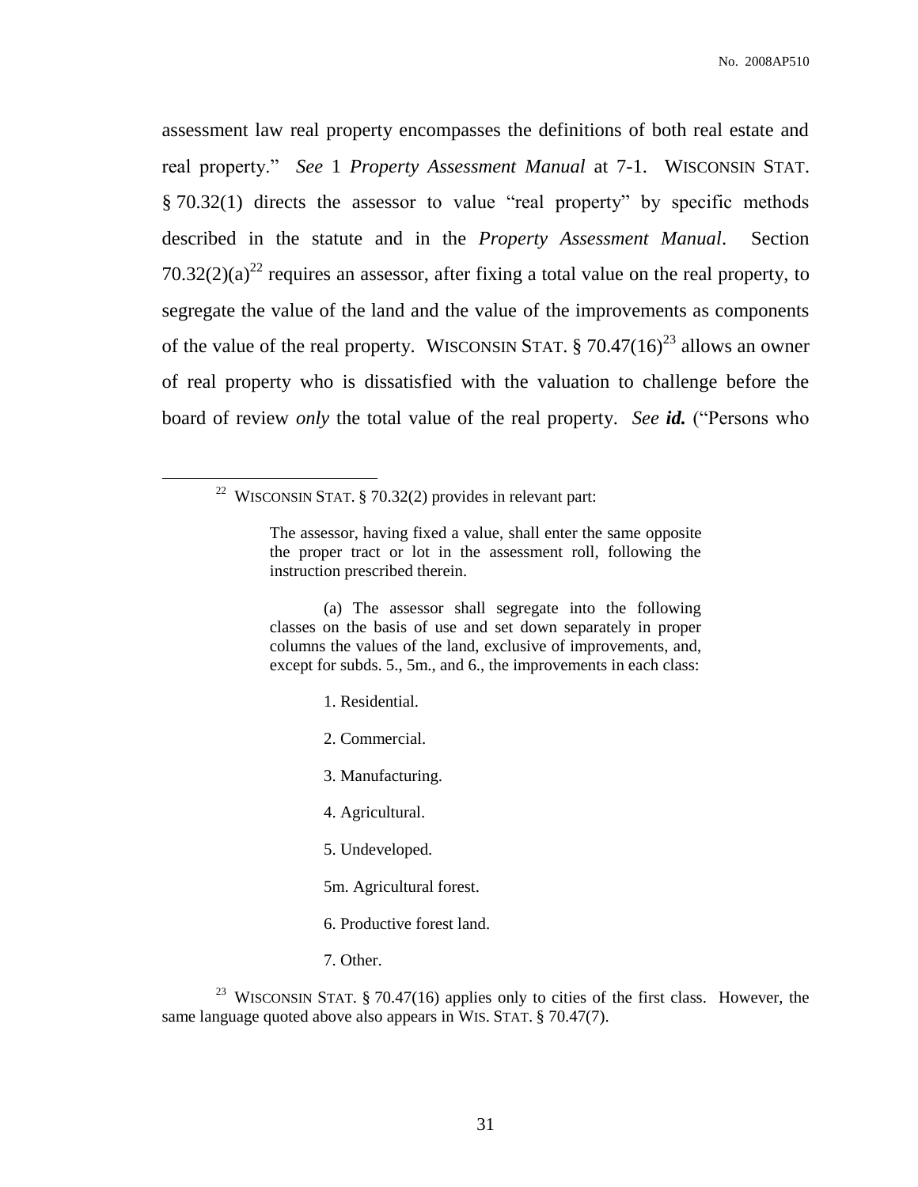assessment law real property encompasses the definitions of both real estate and real property." *See* 1 *Property Assessment Manual* at 7-1. WISCONSIN STAT. § 70.32(1) directs the assessor to value "real property" by specific methods described in the statute and in the *Property Assessment Manual*. Section 70.32(2)(a)[22] requires an assessor, after fixing a total value on the real property, to segregate the value of the land and the value of the improvements as components of the value of the real property. WISCONSIN STAT. § 70.47(16)[23] allows an owner of real property who is dissatisfied with the valuation to challenge before the board of review *only* the total value of the real property. *See* ***id.*** ("Persons who

---

[22] WISCONSIN STAT. § 70.32(2) provides in relevant part:

> The assessor, having fixed a value, shall enter the same opposite the proper tract or lot in the assessment roll, following the instruction prescribed therein.
>
> (a) The assessor shall segregate into the following classes on the basis of use and set down separately in proper columns the values of the land, exclusive of improvements, and, except for subds. 5., 5m., and 6., the improvements in each class:
>
> 1. Residential.
>
> 2. Commercial.
>
> 3. Manufacturing.
>
> 4. Agricultural.
>
> 5. Undeveloped.
>
> 5m. Agricultural forest.
>
> 6. Productive forest land.
>
> 7. Other.

[23] WISCONSIN STAT. § 70.47(16) applies only to cities of the first class. However, the same language quoted above also appears in WIS. STAT. § 70.47(7).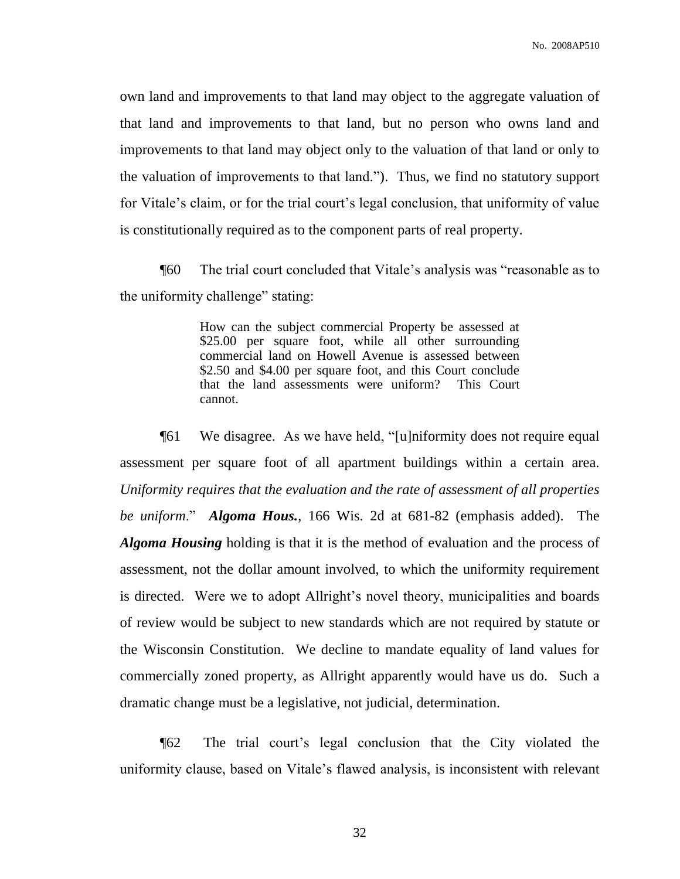own land and improvements to that land may object to the aggregate valuation of that land and improvements to that land, but no person who owns land and improvements to that land may object only to the valuation of that land or only to the valuation of improvements to that land."). Thus, we find no statutory support for Vitale's claim, or for the trial court's legal conclusion, that uniformity of value is constitutionally required as to the component parts of real property.

¶60 The trial court concluded that Vitale's analysis was "reasonable as to the uniformity challenge" stating:

> How can the subject commercial Property be assessed at \$25.00 per square foot, while all other surrounding commercial land on Howell Avenue is assessed between \$2.50 and \$4.00 per square foot, and this Court conclude that the land assessments were uniform? This Court cannot.

¶61 We disagree. As we have held, "[u]niformity does not require equal assessment per square foot of all apartment buildings within a certain area. *Uniformity requires that the evaluation and the rate of assessment of all properties be uniform*." ***Algoma Hous.***, 166 Wis. 2d at 681-82 (emphasis added). The ***Algoma Housing*** holding is that it is the method of evaluation and the process of assessment, not the dollar amount involved, to which the uniformity requirement is directed. Were we to adopt Allright's novel theory, municipalities and boards of review would be subject to new standards which are not required by statute or the Wisconsin Constitution. We decline to mandate equality of land values for commercially zoned property, as Allright apparently would have us do. Such a dramatic change must be a legislative, not judicial, determination.

¶62 The trial court's legal conclusion that the City violated the uniformity clause, based on Vitale's flawed analysis, is inconsistent with relevant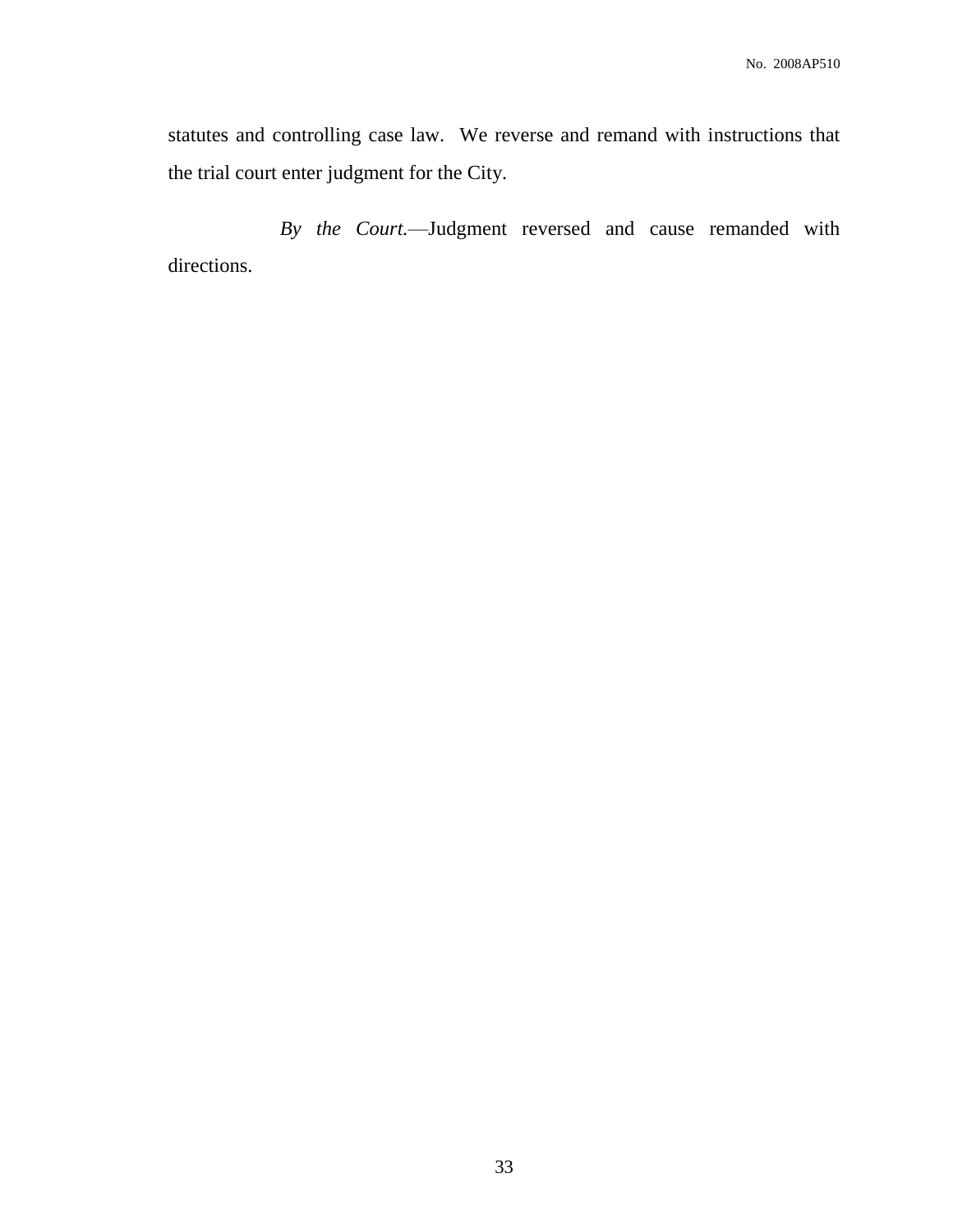statutes and controlling case law. We reverse and remand with instructions that the trial court enter judgment for the City.

*By the Court.*—Judgment reversed and cause remanded with directions.